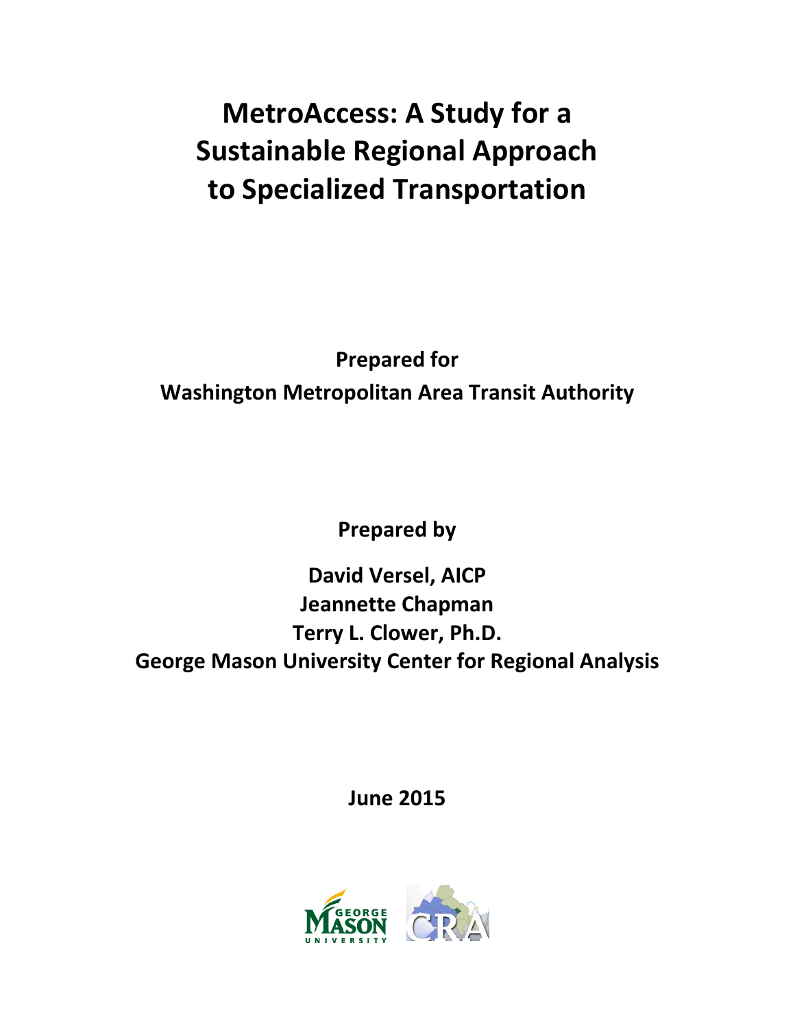# MetroAccess: A Study for a Sustainable Regional Approach to Specialized Transportation

**Prepared for**

**Washington Metropolitan Area Transit Authority**

**Prepared by**

**David Versel, AICP**

**Jeannette Chapman**

**Terry L. Clower, Ph.D.**

**George Mason University Center for Regional Analysis**

**June 2015**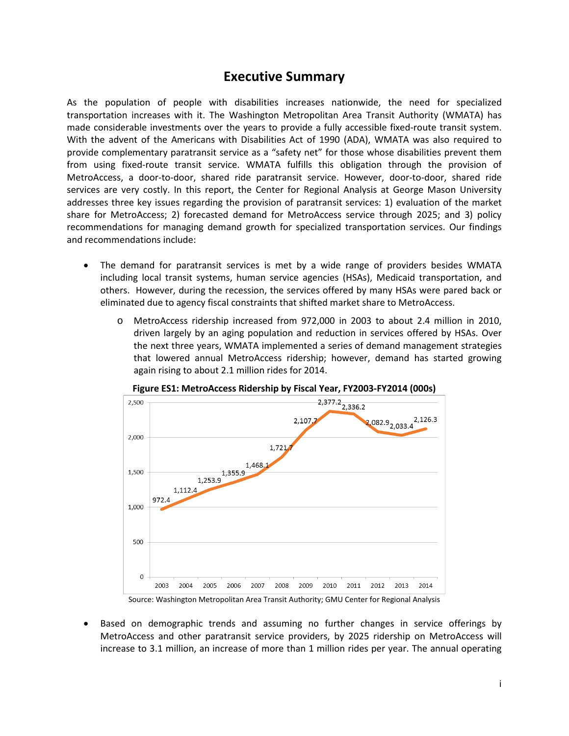# Executive Summary

As the population of people with disabilities increases nationwide, the need for specialized transportation increases with it. The Washington Metropolitan Area Transit Authority (WMATA) has made considerable investments over the years to provide a fully accessible fixed-route transit system. With the advent of the Americans with Disabilities Act of 1990 (ADA), WMATA was also required to provide complementary paratransit service as a "safety net" for those whose disabilities prevent them from using fixed-route transit service. WMATA fulfills this obligation through the provision of MetroAccess, a door-to-door, shared ride paratransit service. However, door-to-door, shared ride services are very costly. In this report, the Center for Regional Analysis at George Mason University addresses three key issues regarding the provision of paratransit services: 1) evaluation of the market share for MetroAccess; 2) forecasted demand for MetroAccess service through 2025; and 3) policy recommendations for managing demand growth for specialized transportation services. Our findings and recommendations include:

- The demand for paratransit services is met by a wide range of providers besides WMATA including local transit systems, human service agencies (HSAs), Medicaid transportation, and others. However, during the recession, the services offered by many HSAs were pared back or eliminated due to agency fiscal constraints that shifted market share to MetroAccess.
  - MetroAccess ridership increased from 972,000 in 2003 to about 2.4 million in 2010, driven largely by an aging population and reduction in services offered by HSAs. Over the next three years, WMATA implemented a series of demand management strategies that lowered annual MetroAccess ridership; however, demand has started growing again rising to about 2.1 million rides for 2014.

**Figure ES1: MetroAccess Ridership by Fiscal Year, FY2003-FY2014 (000s)**

| Fiscal Year | Ridership (000s) |
|---|---|
| 2003 | 972.4 |
| 2004 | 1,112.4 |
| 2005 | 1,253.9 |
| 2006 | 1,355.9 |
| 2007 | 1,468.1 |
| 2008 | 1,721.7 |
| 2009 | 2,107.7 |
| 2010 | 2,377.2 |
| 2011 | 2,336.2 |
| 2012 | 2,082.9 |
| 2013 | 2,033.4 |
| 2014 | 2,126.3 |

Source: Washington Metropolitan Area Transit Authority; GMU Center for Regional Analysis

- Based on demographic trends and assuming no further changes in service offerings by MetroAccess and other paratransit service providers, by 2025 ridership on MetroAccess will increase to 3.1 million, an increase of more than 1 million rides per year. The annual operating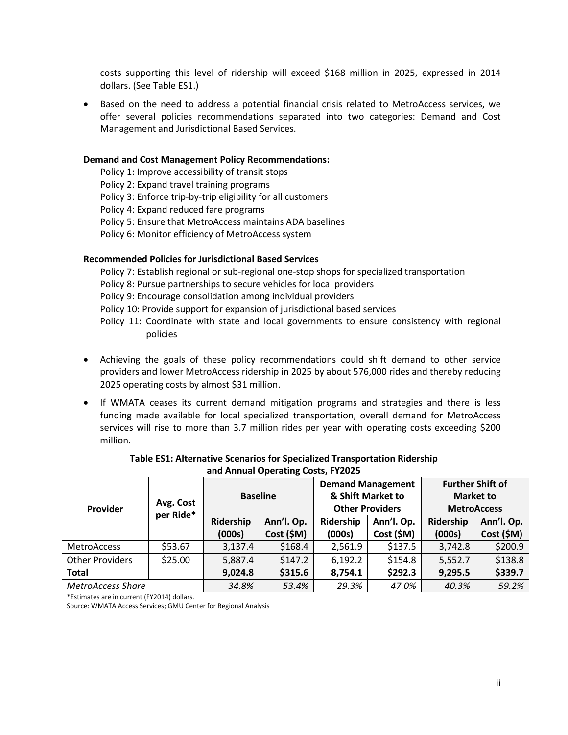costs supporting this level of ridership will exceed $168 million in 2025, expressed in 2014 dollars. (See Table ES1.)

- Based on the need to address a potential financial crisis related to MetroAccess services, we offer several policies recommendations separated into two categories: Demand and Cost Management and Jurisdictional Based Services.

**Demand and Cost Management Policy Recommendations:**

Policy 1: Improve accessibility of transit stops
Policy 2: Expand travel training programs
Policy 3: Enforce trip-by-trip eligibility for all customers
Policy 4: Expand reduced fare programs
Policy 5: Ensure that MetroAccess maintains ADA baselines
Policy 6: Monitor efficiency of MetroAccess system

**Recommended Policies for Jurisdictional Based Services**

Policy 7: Establish regional or sub-regional one-stop shops for specialized transportation
Policy 8: Pursue partnerships to secure vehicles for local providers
Policy 9: Encourage consolidation among individual providers
Policy 10: Provide support for expansion of jurisdictional based services
Policy 11: Coordinate with state and local governments to ensure consistency with regional policies

- Achieving the goals of these policy recommendations could shift demand to other service providers and lower MetroAccess ridership in 2025 by about 576,000 rides and thereby reducing 2025 operating costs by almost $31 million.
- If WMATA ceases its current demand mitigation programs and strategies and there is less funding made available for local specialized transportation, overall demand for MetroAccess services will rise to more than 3.7 million rides per year with operating costs exceeding $200 million.

**Table ES1: Alternative Scenarios for Specialized Transportation Ridership and Annual Operating Costs, FY2025**

| Provider | Avg. Cost per Ride* | Baseline | | Demand Management & Shift Market to Other Providers | | Further Shift of Market to MetroAccess | |
|---|---|---|---|---|---|---|---|
| | | Ridership (000s) | Ann'l. Op. Cost ($M) | Ridership (000s) | Ann'l. Op. Cost ($M) | Ridership (000s) | Ann'l. Op. Cost ($M) |
| MetroAccess | $53.67 | 3,137.4 | $168.4 | 2,561.9 | $137.5 | 3,742.8 | $200.9 |
| Other Providers | $25.00 | 5,887.4 | $147.2 | 6,192.2 | $154.8 | 5,552.7 | $138.8 |
| **Total** | | **9,024.8** | **$315.6** | **8,754.1** | **$292.3** | **9,295.5** | **$339.7** |
| *MetroAccess Share* | | *34.8%* | *53.4%* | *29.3%* | *47.0%* | *40.3%* | *59.2%* |

*Estimates are in current (FY2014) dollars.
Source: WMATA Access Services; GMU Center for Regional Analysis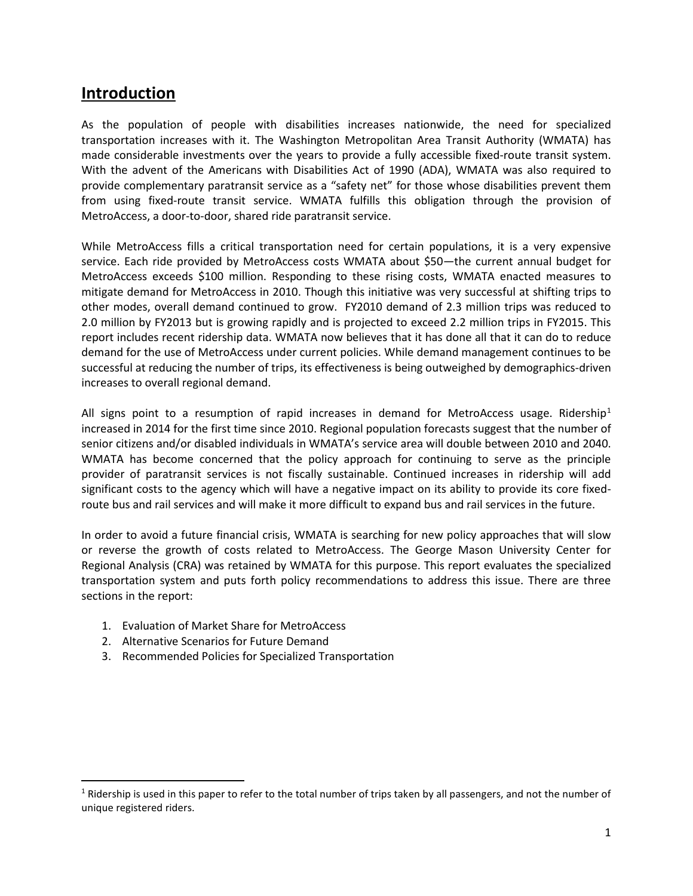## Introduction

As the population of people with disabilities increases nationwide, the need for specialized transportation increases with it. The Washington Metropolitan Area Transit Authority (WMATA) has made considerable investments over the years to provide a fully accessible fixed-route transit system. With the advent of the Americans with Disabilities Act of 1990 (ADA), WMATA was also required to provide complementary paratransit service as a “safety net” for those whose disabilities prevent them from using fixed-route transit service. WMATA fulfills this obligation through the provision of MetroAccess, a door-to-door, shared ride paratransit service.

While MetroAccess fills a critical transportation need for certain populations, it is a very expensive service. Each ride provided by MetroAccess costs WMATA about $50—the current annual budget for MetroAccess exceeds $100 million. Responding to these rising costs, WMATA enacted measures to mitigate demand for MetroAccess in 2010. Though this initiative was very successful at shifting trips to other modes, overall demand continued to grow. FY2010 demand of 2.3 million trips was reduced to 2.0 million by FY2013 but is growing rapidly and is projected to exceed 2.2 million trips in FY2015. This report includes recent ridership data. WMATA now believes that it has done all that it can do to reduce demand for the use of MetroAccess under current policies. While demand management continues to be successful at reducing the number of trips, its effectiveness is being outweighed by demographics-driven increases to overall regional demand.

All signs point to a resumption of rapid increases in demand for MetroAccess usage. Ridership[1] increased in 2014 for the first time since 2010. Regional population forecasts suggest that the number of senior citizens and/or disabled individuals in WMATA’s service area will double between 2010 and 2040. WMATA has become concerned that the policy approach for continuing to serve as the principle provider of paratransit services is not fiscally sustainable. Continued increases in ridership will add significant costs to the agency which will have a negative impact on its ability to provide its core fixed-route bus and rail services and will make it more difficult to expand bus and rail services in the future.

In order to avoid a future financial crisis, WMATA is searching for new policy approaches that will slow or reverse the growth of costs related to MetroAccess. The George Mason University Center for Regional Analysis (CRA) was retained by WMATA for this purpose. This report evaluates the specialized transportation system and puts forth policy recommendations to address this issue. There are three sections in the report:

1. Evaluation of Market Share for MetroAccess
2. Alternative Scenarios for Future Demand
3. Recommended Policies for Specialized Transportation

[1] Ridership is used in this paper to refer to the total number of trips taken by all passengers, and not the number of unique registered riders.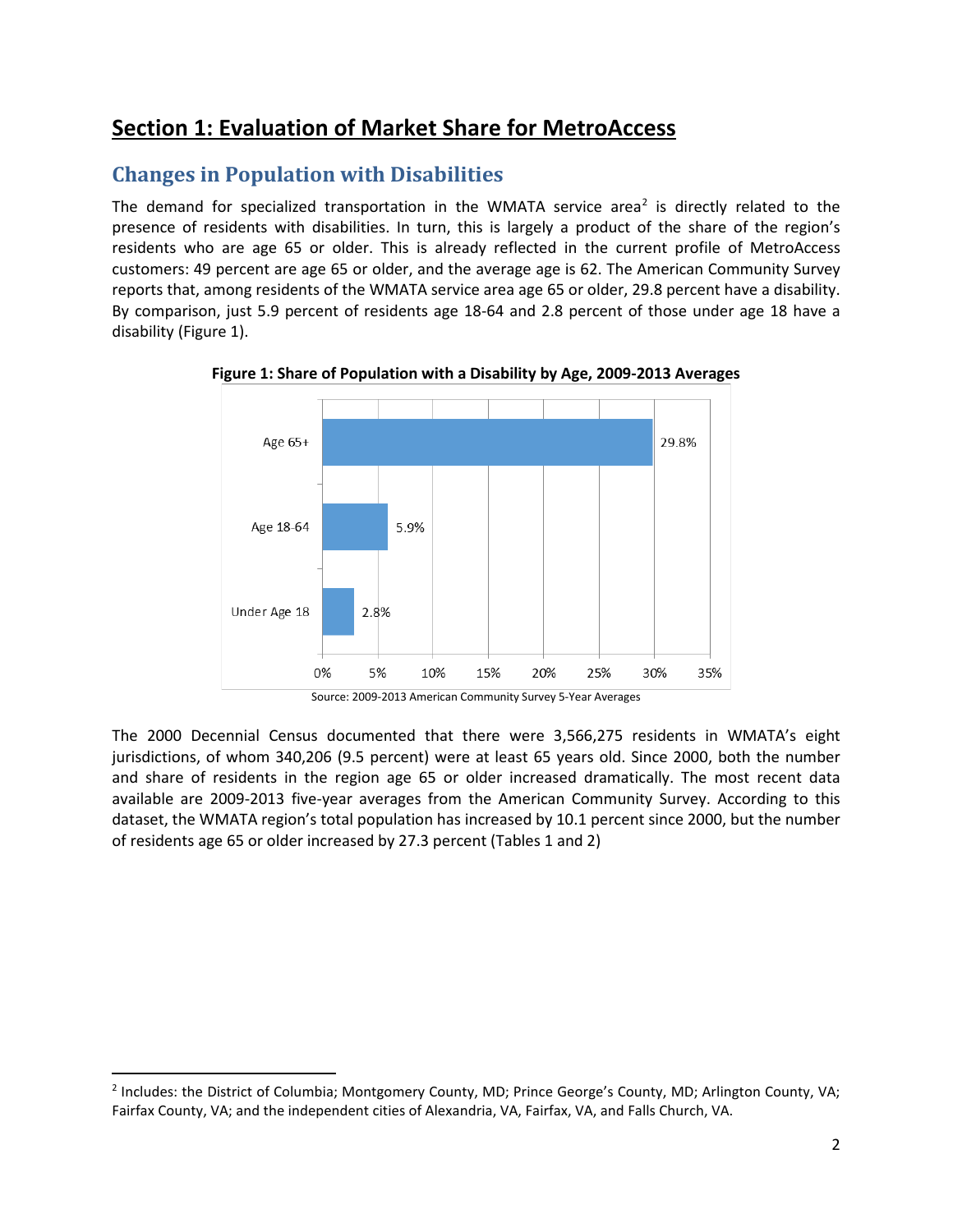# Section 1: Evaluation of Market Share for MetroAccess

## Changes in Population with Disabilities

The demand for specialized transportation in the WMATA service area[2] is directly related to the presence of residents with disabilities. In turn, this is largely a product of the share of the region's residents who are age 65 or older. This is already reflected in the current profile of MetroAccess customers: 49 percent are age 65 or older, and the average age is 62. The American Community Survey reports that, among residents of the WMATA service area age 65 or older, 29.8 percent have a disability. By comparison, just 5.9 percent of residents age 18-64 and 2.8 percent of those under age 18 have a disability (Figure 1).

**Figure 1: Share of Population with a Disability by Age, 2009-2013 Averages**

| Age Group | Share with a Disability |
|---|---|
| Age 65+ | 29.8% |
| Age 18-64 | 5.9% |
| Under Age 18 | 2.8% |

Source: 2009-2013 American Community Survey 5-Year Averages

The 2000 Decennial Census documented that there were 3,566,275 residents in WMATA's eight jurisdictions, of whom 340,206 (9.5 percent) were at least 65 years old. Since 2000, both the number and share of residents in the region age 65 or older increased dramatically. The most recent data available are 2009-2013 five-year averages from the American Community Survey. According to this dataset, the WMATA region's total population has increased by 10.1 percent since 2000, but the number of residents age 65 or older increased by 27.3 percent (Tables 1 and 2)

[2] Includes: the District of Columbia; Montgomery County, MD; Prince George's County, MD; Arlington County, VA; Fairfax County, VA; and the independent cities of Alexandria, VA, Fairfax, VA, and Falls Church, VA.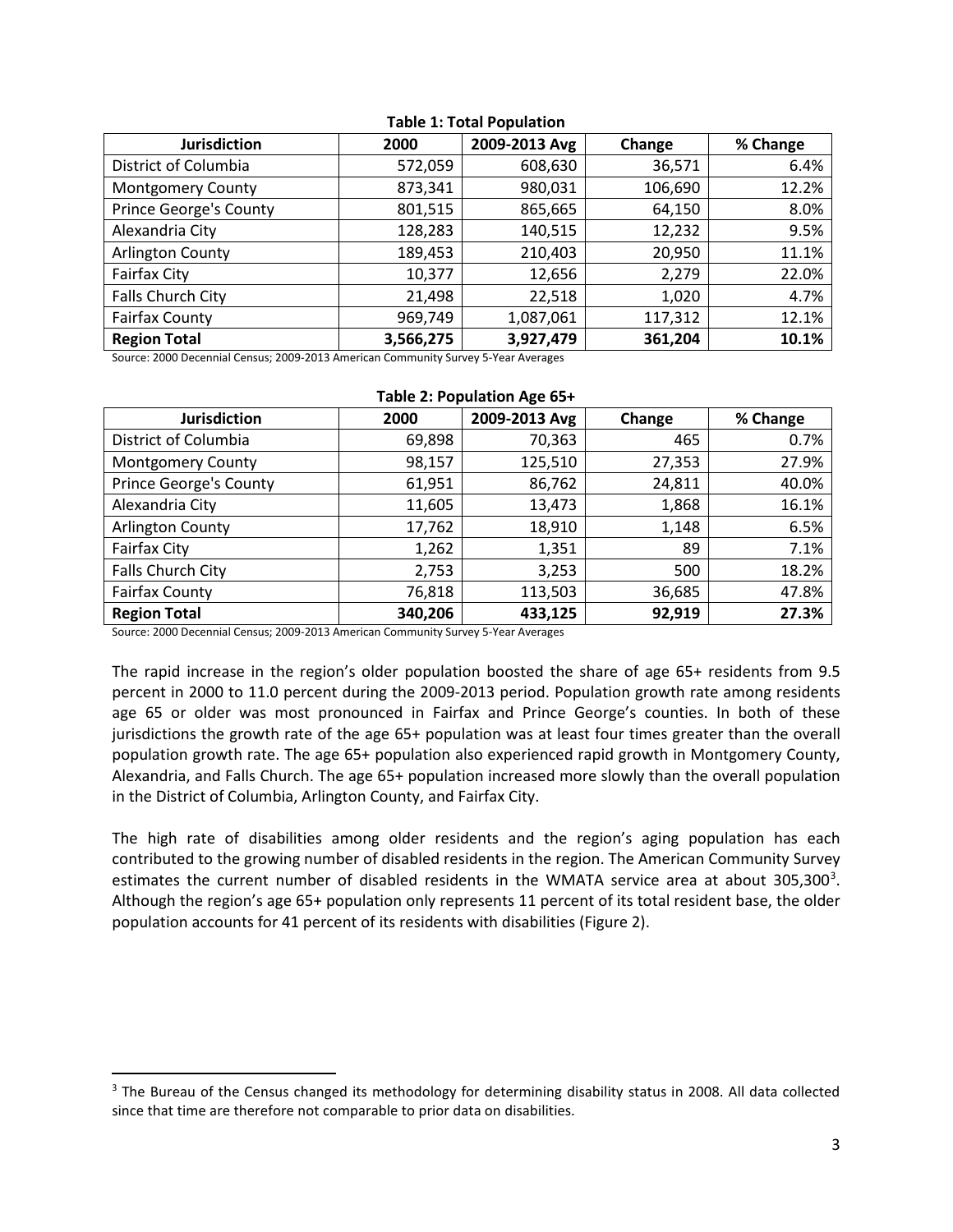**Table 1: Total Population**

| Jurisdiction | 2000 | 2009-2013 Avg | Change | % Change |
|---|---|---|---|---|
| District of Columbia | 572,059 | 608,630 | 36,571 | 6.4% |
| Montgomery County | 873,341 | 980,031 | 106,690 | 12.2% |
| Prince George's County | 801,515 | 865,665 | 64,150 | 8.0% |
| Alexandria City | 128,283 | 140,515 | 12,232 | 9.5% |
| Arlington County | 189,453 | 210,403 | 20,950 | 11.1% |
| Fairfax City | 10,377 | 12,656 | 2,279 | 22.0% |
| Falls Church City | 21,498 | 22,518 | 1,020 | 4.7% |
| Fairfax County | 969,749 | 1,087,061 | 117,312 | 12.1% |
| **Region Total** | **3,566,275** | **3,927,479** | **361,204** | **10.1%** |

Source: 2000 Decennial Census; 2009-2013 American Community Survey 5-Year Averages

**Table 2: Population Age 65+**

| Jurisdiction | 2000 | 2009-2013 Avg | Change | % Change |
|---|---|---|---|---|
| District of Columbia | 69,898 | 70,363 | 465 | 0.7% |
| Montgomery County | 98,157 | 125,510 | 27,353 | 27.9% |
| Prince George's County | 61,951 | 86,762 | 24,811 | 40.0% |
| Alexandria City | 11,605 | 13,473 | 1,868 | 16.1% |
| Arlington County | 17,762 | 18,910 | 1,148 | 6.5% |
| Fairfax City | 1,262 | 1,351 | 89 | 7.1% |
| Falls Church City | 2,753 | 3,253 | 500 | 18.2% |
| Fairfax County | 76,818 | 113,503 | 36,685 | 47.8% |
| **Region Total** | **340,206** | **433,125** | **92,919** | **27.3%** |

Source: 2000 Decennial Census; 2009-2013 American Community Survey 5-Year Averages

The rapid increase in the region's older population boosted the share of age 65+ residents from 9.5 percent in 2000 to 11.0 percent during the 2009-2013 period. Population growth rate among residents age 65 or older was most pronounced in Fairfax and Prince George's counties. In both of these jurisdictions the growth rate of the age 65+ population was at least four times greater than the overall population growth rate. The age 65+ population also experienced rapid growth in Montgomery County, Alexandria, and Falls Church. The age 65+ population increased more slowly than the overall population in the District of Columbia, Arlington County, and Fairfax City.

The high rate of disabilities among older residents and the region's aging population has each contributed to the growing number of disabled residents in the region. The American Community Survey estimates the current number of disabled residents in the WMATA service area at about 305,300[3]. Although the region's age 65+ population only represents 11 percent of its total resident base, the older population accounts for 41 percent of its residents with disabilities (Figure 2).

[3] The Bureau of the Census changed its methodology for determining disability status in 2008. All data collected since that time are therefore not comparable to prior data on disabilities.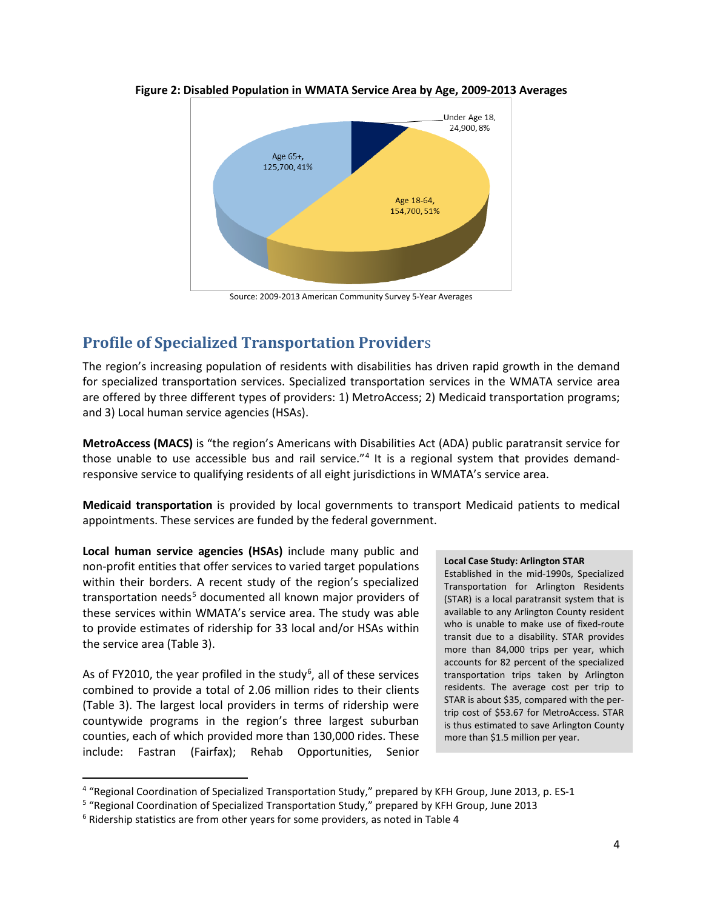**Figure 2: Disabled Population in WMATA Service Area by Age, 2009-2013 Averages**

Under Age 18, 24,900, 8%

Age 18-64, 154,700, 51%

Age 65+, 125,700, 41%

Source: 2009-2013 American Community Survey 5-Year Averages

## Profile of Specialized Transportation Providers

The region's increasing population of residents with disabilities has driven rapid growth in the demand for specialized transportation services. Specialized transportation services in the WMATA service area are offered by three different types of providers: 1) MetroAccess; 2) Medicaid transportation programs; and 3) Local human service agencies (HSAs).

**MetroAccess (MACS)** is "the region's Americans with Disabilities Act (ADA) public paratransit service for those unable to use accessible bus and rail service."[4] It is a regional system that provides demand-responsive service to qualifying residents of all eight jurisdictions in WMATA's service area.

**Medicaid transportation** is provided by local governments to transport Medicaid patients to medical appointments. These services are funded by the federal government.

**Local human service agencies (HSAs)** include many public and non-profit entities that offer services to varied target populations within their borders. A recent study of the region's specialized transportation needs[5] documented all known major providers of these services within WMATA's service area. The study was able to provide estimates of ridership for 33 local and/or HSAs within the service area (Table 3).

As of FY2010, the year profiled in the study[6], all of these services combined to provide a total of 2.06 million rides to their clients (Table 3). The largest local providers in terms of ridership were countywide programs in the region's three largest suburban counties, each of which provided more than 130,000 rides. These include: Fastran (Fairfax); Rehab Opportunities, Senior

> **Local Case Study: Arlington STAR**
> Established in the mid-1990s, Specialized Transportation for Arlington Residents (STAR) is a local paratransit system that is available to any Arlington County resident who is unable to make use of fixed-route transit due to a disability. STAR provides more than 84,000 trips per year, which accounts for 82 percent of the specialized transportation trips taken by Arlington residents. The average cost per trip to STAR is about $35, compared with the per-trip cost of $53.67 for MetroAccess. STAR is thus estimated to save Arlington County more than $1.5 million per year.

[4] "Regional Coordination of Specialized Transportation Study," prepared by KFH Group, June 2013, p. ES-1

[5] "Regional Coordination of Specialized Transportation Study," prepared by KFH Group, June 2013

[6] Ridership statistics are from other years for some providers, as noted in Table 4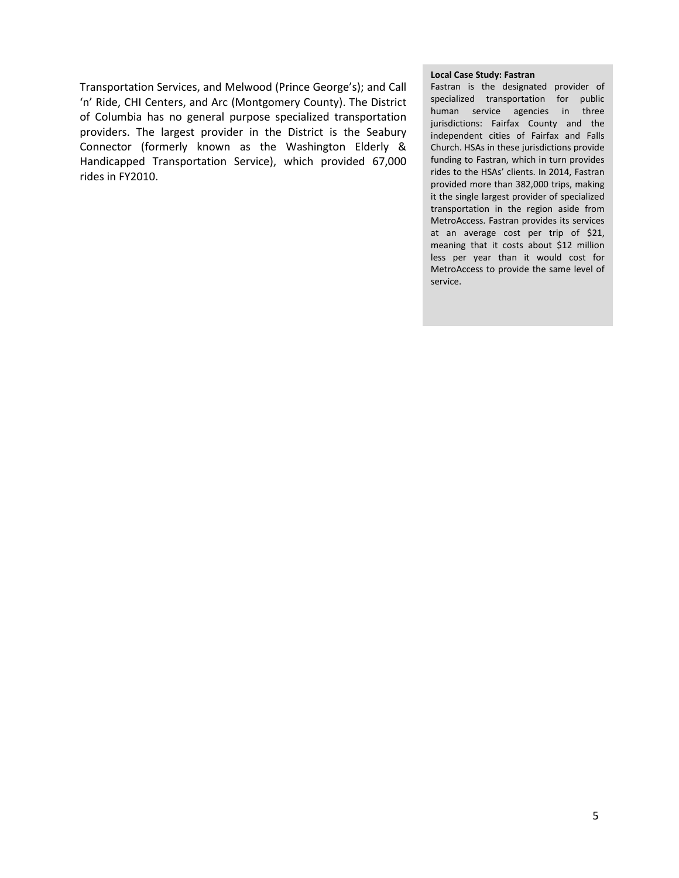Transportation Services, and Melwood (Prince George's); and Call 'n' Ride, CHI Centers, and Arc (Montgomery County). The District of Columbia has no general purpose specialized transportation providers. The largest provider in the District is the Seabury Connector (formerly known as the Washington Elderly & Handicapped Transportation Service), which provided 67,000 rides in FY2010.

**Local Case Study: Fastran**

Fastran is the designated provider of specialized transportation for public human service agencies in three jurisdictions: Fairfax County and the independent cities of Fairfax and Falls Church. HSAs in these jurisdictions provide funding to Fastran, which in turn provides rides to the HSAs' clients. In 2014, Fastran provided more than 382,000 trips, making it the single largest provider of specialized transportation in the region aside from MetroAccess. Fastran provides its services at an average cost per trip of $21, meaning that it costs about $12 million less per year than it would cost for MetroAccess to provide the same level of service.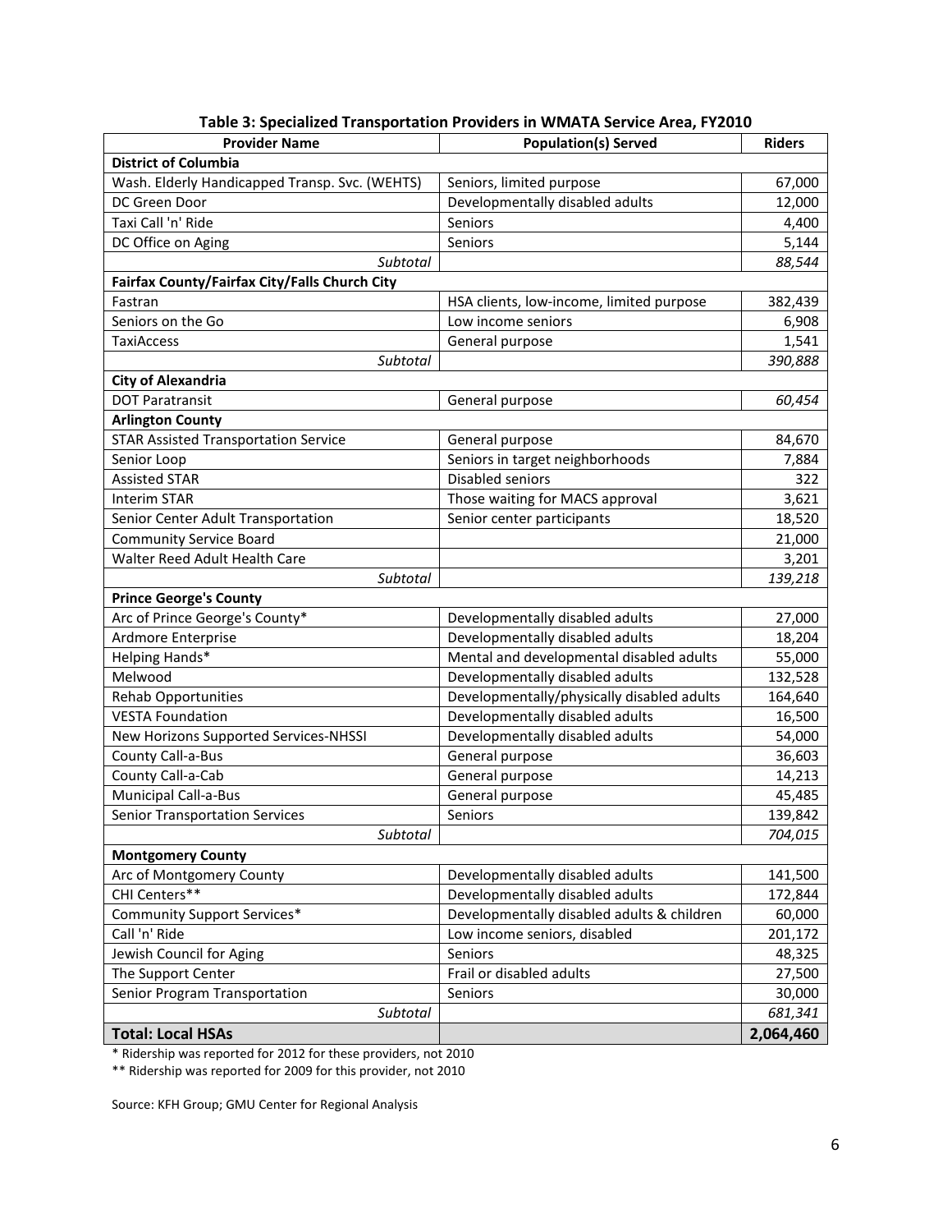**Table 3: Specialized Transportation Providers in WMATA Service Area, FY2010**

| Provider Name | Population(s) Served | Riders |
|---|---|---|
| **District of Columbia** | | |
| Wash. Elderly Handicapped Transp. Svc. (WEHTS) | Seniors, limited purpose | 67,000 |
| DC Green Door | Developmentally disabled adults | 12,000 |
| Taxi Call 'n' Ride | Seniors | 4,400 |
| DC Office on Aging | Seniors | 5,144 |
| *Subtotal* | | *88,544* |
| **Fairfax County/Fairfax City/Falls Church City** | | |
| Fastran | HSA clients, low-income, limited purpose | 382,439 |
| Seniors on the Go | Low income seniors | 6,908 |
| TaxiAccess | General purpose | 1,541 |
| *Subtotal* | | *390,888* |
| **City of Alexandria** | | |
| DOT Paratransit | General purpose | *60,454* |
| **Arlington County** | | |
| STAR Assisted Transportation Service | General purpose | 84,670 |
| Senior Loop | Seniors in target neighborhoods | 7,884 |
| Assisted STAR | Disabled seniors | 322 |
| Interim STAR | Those waiting for MACS approval | 3,621 |
| Senior Center Adult Transportation | Senior center participants | 18,520 |
| Community Service Board | | 21,000 |
| Walter Reed Adult Health Care | | 3,201 |
| *Subtotal* | | *139,218* |
| **Prince George's County** | | |
| Arc of Prince George's County* | Developmentally disabled adults | 27,000 |
| Ardmore Enterprise | Developmentally disabled adults | 18,204 |
| Helping Hands* | Mental and developmental disabled adults | 55,000 |
| Melwood | Developmentally disabled adults | 132,528 |
| Rehab Opportunities | Developmentally/physically disabled adults | 164,640 |
| VESTA Foundation | Developmentally disabled adults | 16,500 |
| New Horizons Supported Services-NHSSI | Developmentally disabled adults | 54,000 |
| County Call-a-Bus | General purpose | 36,603 |
| County Call-a-Cab | General purpose | 14,213 |
| Municipal Call-a-Bus | General purpose | 45,485 |
| Senior Transportation Services | Seniors | 139,842 |
| *Subtotal* | | *704,015* |
| **Montgomery County** | | |
| Arc of Montgomery County | Developmentally disabled adults | 141,500 |
| CHI Centers** | Developmentally disabled adults | 172,844 |
| Community Support Services* | Developmentally disabled adults & children | 60,000 |
| Call 'n' Ride | Low income seniors, disabled | 201,172 |
| Jewish Council for Aging | Seniors | 48,325 |
| The Support Center | Frail or disabled adults | 27,500 |
| Senior Program Transportation | Seniors | 30,000 |
| *Subtotal* | | *681,341* |
| **Total: Local HSAs** | | **2,064,460** |

\* Ridership was reported for 2012 for these providers, not 2010

** Ridership was reported for 2009 for this provider, not 2010

Source: KFH Group; GMU Center for Regional Analysis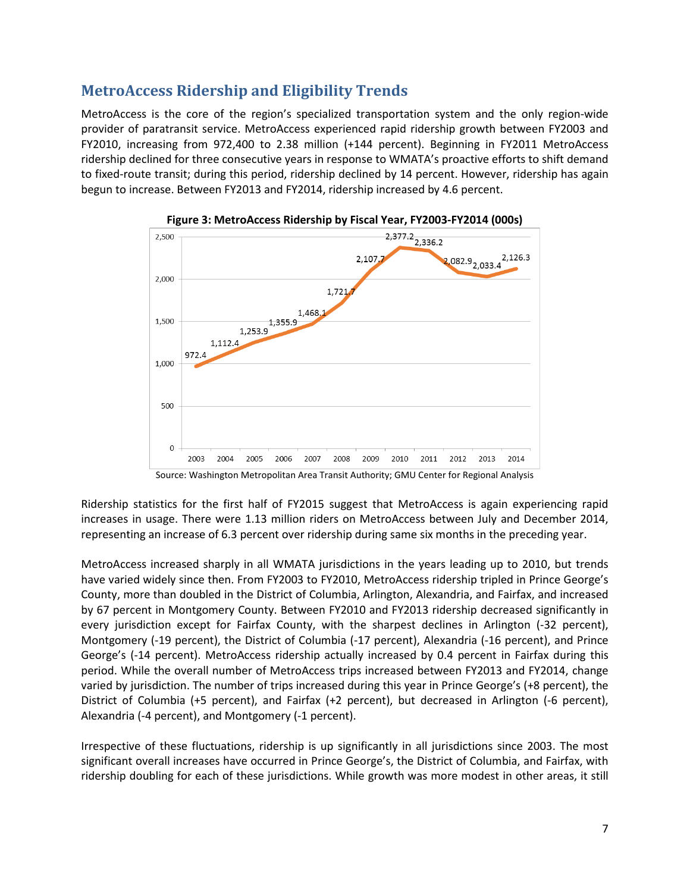## MetroAccess Ridership and Eligibility Trends

MetroAccess is the core of the region's specialized transportation system and the only region-wide provider of paratransit service. MetroAccess experienced rapid ridership growth between FY2003 and FY2010, increasing from 972,400 to 2.38 million (+144 percent). Beginning in FY2011 MetroAccess ridership declined for three consecutive years in response to WMATA's proactive efforts to shift demand to fixed-route transit; during this period, ridership declined by 14 percent. However, ridership has again begun to increase. Between FY2013 and FY2014, ridership increased by 4.6 percent.

**Figure 3: MetroAccess Ridership by Fiscal Year, FY2003-FY2014 (000s)**

| Fiscal Year | Ridership (000s) |
|---|---|
| 2003 | 972.4 |
| 2004 | 1,112.4 |
| 2005 | 1,253.9 |
| 2006 | 1,355.9 |
| 2007 | 1,468.1 |
| 2008 | 1,721.7 |
| 2009 | 2,107.7 |
| 2010 | 2,377.2 |
| 2011 | 2,336.2 |
| 2012 | 2,082.9 |
| 2013 | 2,033.4 |
| 2014 | 2,126.3 |

Source: Washington Metropolitan Area Transit Authority; GMU Center for Regional Analysis

Ridership statistics for the first half of FY2015 suggest that MetroAccess is again experiencing rapid increases in usage. There were 1.13 million riders on MetroAccess between July and December 2014, representing an increase of 6.3 percent over ridership during same six months in the preceding year.

MetroAccess increased sharply in all WMATA jurisdictions in the years leading up to 2010, but trends have varied widely since then. From FY2003 to FY2010, MetroAccess ridership tripled in Prince George's County, more than doubled in the District of Columbia, Arlington, Alexandria, and Fairfax, and increased by 67 percent in Montgomery County. Between FY2010 and FY2013 ridership decreased significantly in every jurisdiction except for Fairfax County, with the sharpest declines in Arlington (-32 percent), Montgomery (-19 percent), the District of Columbia (-17 percent), Alexandria (-16 percent), and Prince George's (-14 percent). MetroAccess ridership actually increased by 0.4 percent in Fairfax during this period. While the overall number of MetroAccess trips increased between FY2013 and FY2014, change varied by jurisdiction. The number of trips increased during this year in Prince George's (+8 percent), the District of Columbia (+5 percent), and Fairfax (+2 percent), but decreased in Arlington (-6 percent), Alexandria (-4 percent), and Montgomery (-1 percent).

Irrespective of these fluctuations, ridership is up significantly in all jurisdictions since 2003. The most significant overall increases have occurred in Prince George's, the District of Columbia, and Fairfax, with ridership doubling for each of these jurisdictions. While growth was more modest in other areas, it still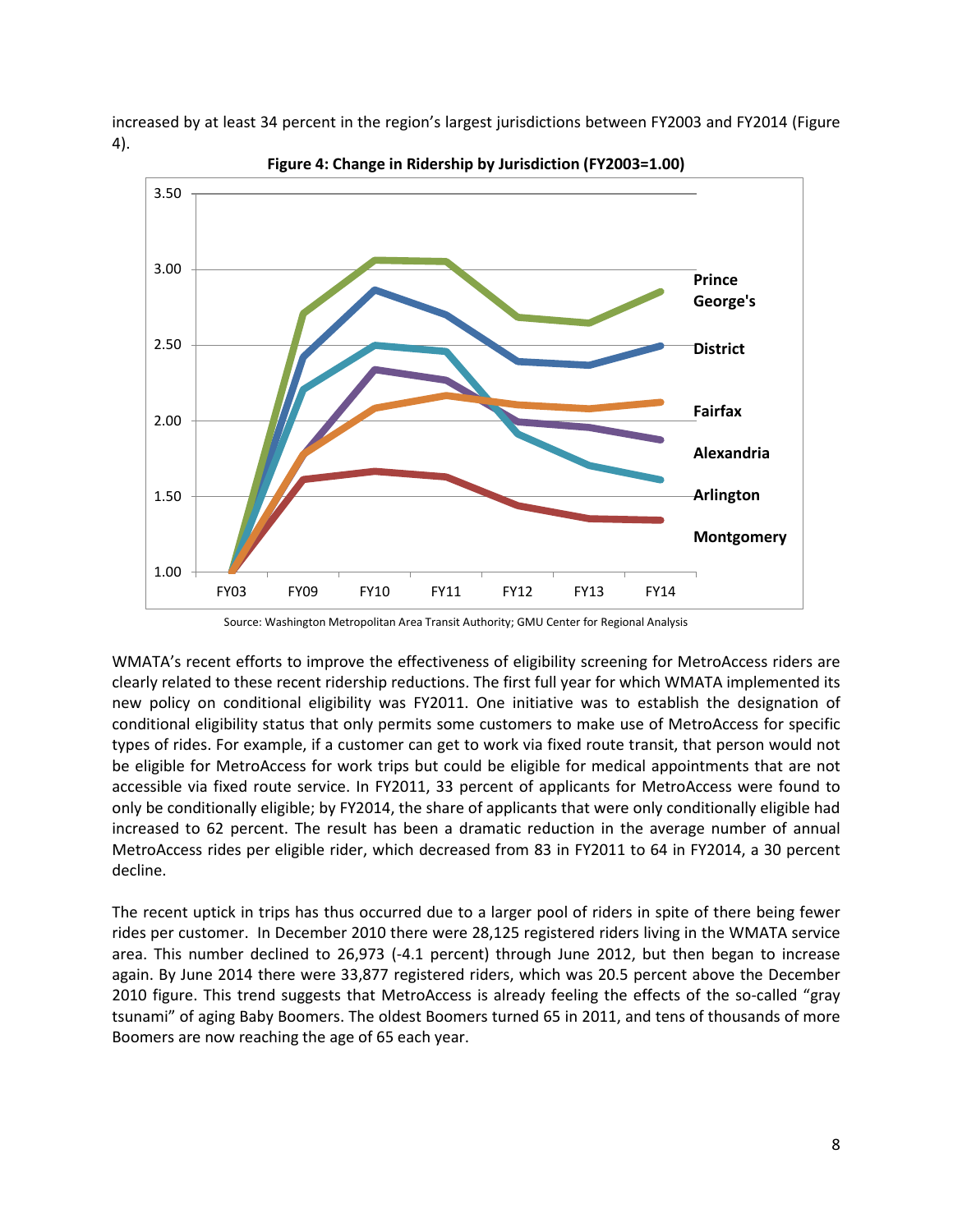increased by at least 34 percent in the region's largest jurisdictions between FY2003 and FY2014 (Figure 4).

**Figure 4: Change in Ridership by Jurisdiction (FY2003=1.00)**

Source: Washington Metropolitan Area Transit Authority; GMU Center for Regional Analysis

WMATA's recent efforts to improve the effectiveness of eligibility screening for MetroAccess riders are clearly related to these recent ridership reductions. The first full year for which WMATA implemented its new policy on conditional eligibility was FY2011. One initiative was to establish the designation of conditional eligibility status that only permits some customers to make use of MetroAccess for specific types of rides. For example, if a customer can get to work via fixed route transit, that person would not be eligible for MetroAccess for work trips but could be eligible for medical appointments that are not accessible via fixed route service. In FY2011, 33 percent of applicants for MetroAccess were found to only be conditionally eligible; by FY2014, the share of applicants that were only conditionally eligible had increased to 62 percent. The result has been a dramatic reduction in the average number of annual MetroAccess rides per eligible rider, which decreased from 83 in FY2011 to 64 in FY2014, a 30 percent decline.

The recent uptick in trips has thus occurred due to a larger pool of riders in spite of there being fewer rides per customer. In December 2010 there were 28,125 registered riders living in the WMATA service area. This number declined to 26,973 (-4.1 percent) through June 2012, but then began to increase again. By June 2014 there were 33,877 registered riders, which was 20.5 percent above the December 2010 figure. This trend suggests that MetroAccess is already feeling the effects of the so-called "gray tsunami" of aging Baby Boomers. The oldest Boomers turned 65 in 2011, and tens of thousands of more Boomers are now reaching the age of 65 each year.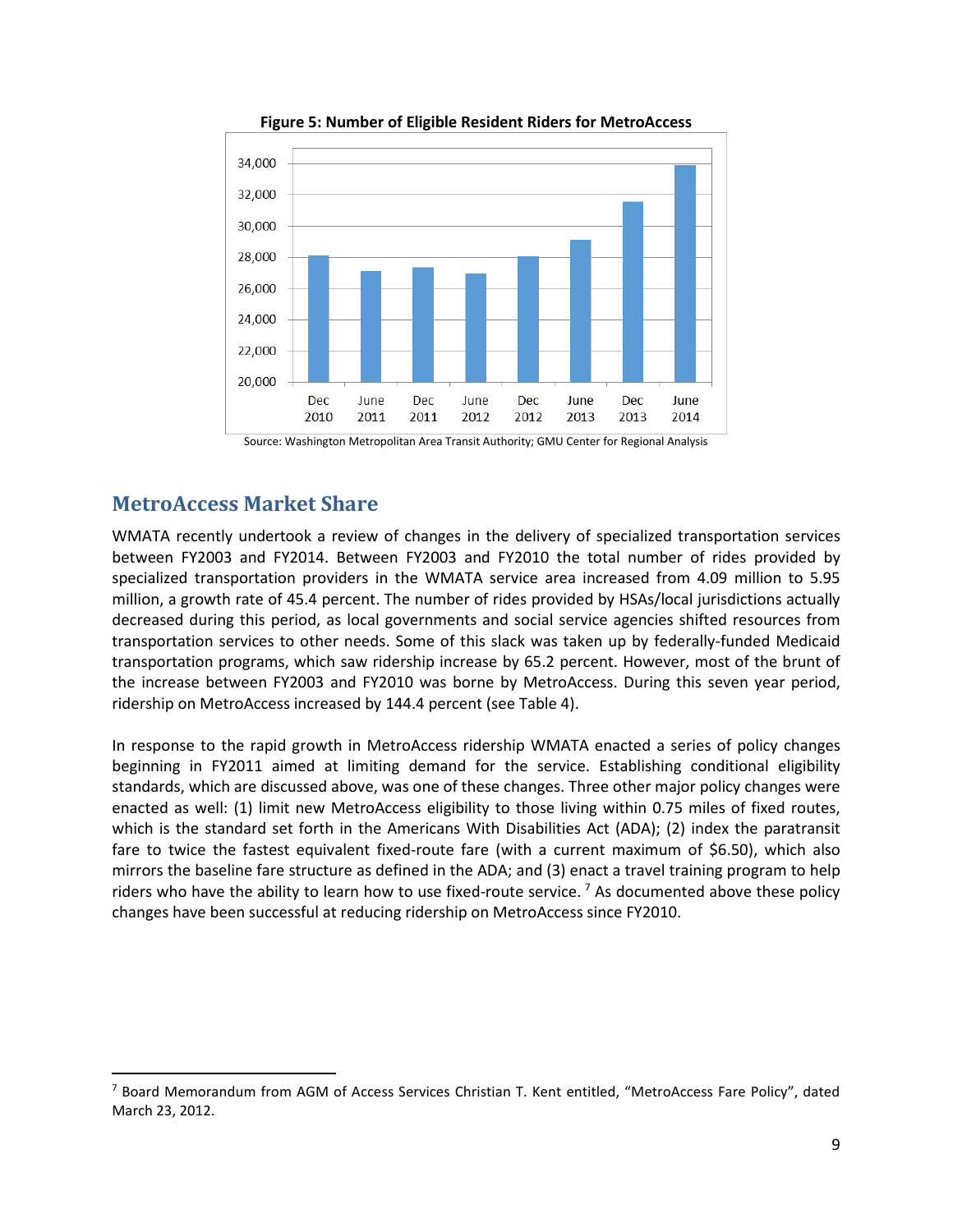**Figure 5: Number of Eligible Resident Riders for MetroAccess**

Source: Washington Metropolitan Area Transit Authority; GMU Center for Regional Analysis

## MetroAccess Market Share

WMATA recently undertook a review of changes in the delivery of specialized transportation services between FY2003 and FY2014. Between FY2003 and FY2010 the total number of rides provided by specialized transportation providers in the WMATA service area increased from 4.09 million to 5.95 million, a growth rate of 45.4 percent. The number of rides provided by HSAs/local jurisdictions actually decreased during this period, as local governments and social service agencies shifted resources from transportation services to other needs. Some of this slack was taken up by federally-funded Medicaid transportation programs, which saw ridership increase by 65.2 percent. However, most of the brunt of the increase between FY2003 and FY2010 was borne by MetroAccess. During this seven year period, ridership on MetroAccess increased by 144.4 percent (see Table 4).

In response to the rapid growth in MetroAccess ridership WMATA enacted a series of policy changes beginning in FY2011 aimed at limiting demand for the service. Establishing conditional eligibility standards, which are discussed above, was one of these changes. Three other major policy changes were enacted as well: (1) limit new MetroAccess eligibility to those living within 0.75 miles of fixed routes, which is the standard set forth in the Americans With Disabilities Act (ADA); (2) index the paratransit fare to twice the fastest equivalent fixed-route fare (with a current maximum of $6.50), which also mirrors the baseline fare structure as defined in the ADA; and (3) enact a travel training program to help riders who have the ability to learn how to use fixed-route service. [7] As documented above these policy changes have been successful at reducing ridership on MetroAccess since FY2010.

[7] Board Memorandum from AGM of Access Services Christian T. Kent entitled, "MetroAccess Fare Policy", dated March 23, 2012.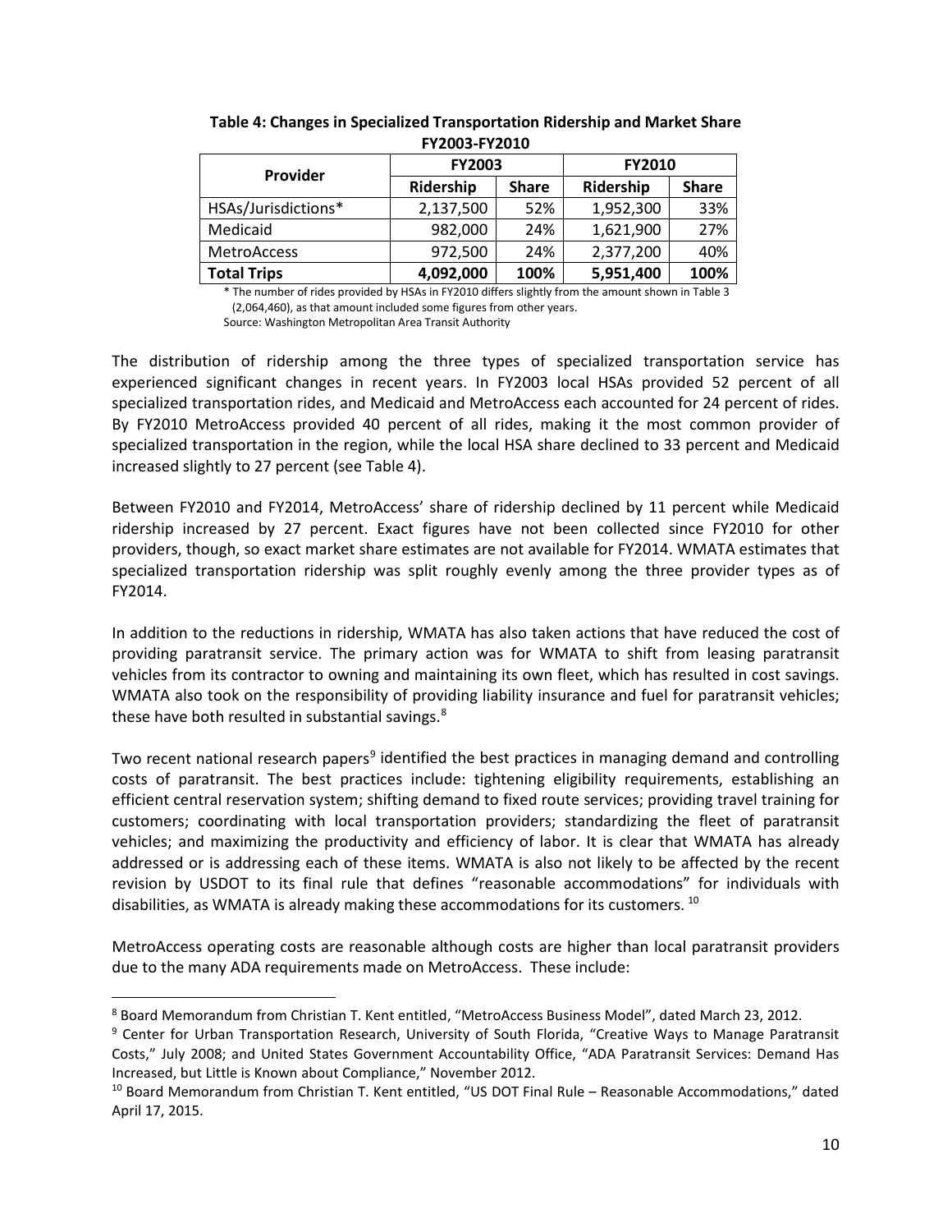**Table 4: Changes in Specialized Transportation Ridership and Market Share FY2003-FY2010**

| Provider | FY2003 | | FY2010 | |
|---|---|---|---|---|
| | Ridership | Share | Ridership | Share |
| HSAs/Jurisdictions* | 2,137,500 | 52% | 1,952,300 | 33% |
| Medicaid | 982,000 | 24% | 1,621,900 | 27% |
| MetroAccess | 972,500 | 24% | 2,377,200 | 40% |
| **Total Trips** | **4,092,000** | **100%** | **5,951,400** | **100%** |

\* The number of rides provided by HSAs in FY2010 differs slightly from the amount shown in Table 3 (2,064,460), as that amount included some figures from other years.

Source: Washington Metropolitan Area Transit Authority

The distribution of ridership among the three types of specialized transportation service has experienced significant changes in recent years. In FY2003 local HSAs provided 52 percent of all specialized transportation rides, and Medicaid and MetroAccess each accounted for 24 percent of rides. By FY2010 MetroAccess provided 40 percent of all rides, making it the most common provider of specialized transportation in the region, while the local HSA share declined to 33 percent and Medicaid increased slightly to 27 percent (see Table 4).

Between FY2010 and FY2014, MetroAccess' share of ridership declined by 11 percent while Medicaid ridership increased by 27 percent. Exact figures have not been collected since FY2010 for other providers, though, so exact market share estimates are not available for FY2014. WMATA estimates that specialized transportation ridership was split roughly evenly among the three provider types as of FY2014.

In addition to the reductions in ridership, WMATA has also taken actions that have reduced the cost of providing paratransit service. The primary action was for WMATA to shift from leasing paratransit vehicles from its contractor to owning and maintaining its own fleet, which has resulted in cost savings. WMATA also took on the responsibility of providing liability insurance and fuel for paratransit vehicles; these have both resulted in substantial savings.[8]

Two recent national research papers[9] identified the best practices in managing demand and controlling costs of paratransit. The best practices include: tightening eligibility requirements, establishing an efficient central reservation system; shifting demand to fixed route services; providing travel training for customers; coordinating with local transportation providers; standardizing the fleet of paratransit vehicles; and maximizing the productivity and efficiency of labor. It is clear that WMATA has already addressed or is addressing each of these items. WMATA is also not likely to be affected by the recent revision by USDOT to its final rule that defines "reasonable accommodations" for individuals with disabilities, as WMATA is already making these accommodations for its customers.[10]

MetroAccess operating costs are reasonable although costs are higher than local paratransit providers due to the many ADA requirements made on MetroAccess. These include:

---

[8] Board Memorandum from Christian T. Kent entitled, "MetroAccess Business Model", dated March 23, 2012.

[9] Center for Urban Transportation Research, University of South Florida, "Creative Ways to Manage Paratransit Costs," July 2008; and United States Government Accountability Office, "ADA Paratransit Services: Demand Has Increased, but Little is Known about Compliance," November 2012.

[10] Board Memorandum from Christian T. Kent entitled, "US DOT Final Rule – Reasonable Accommodations," dated April 17, 2015.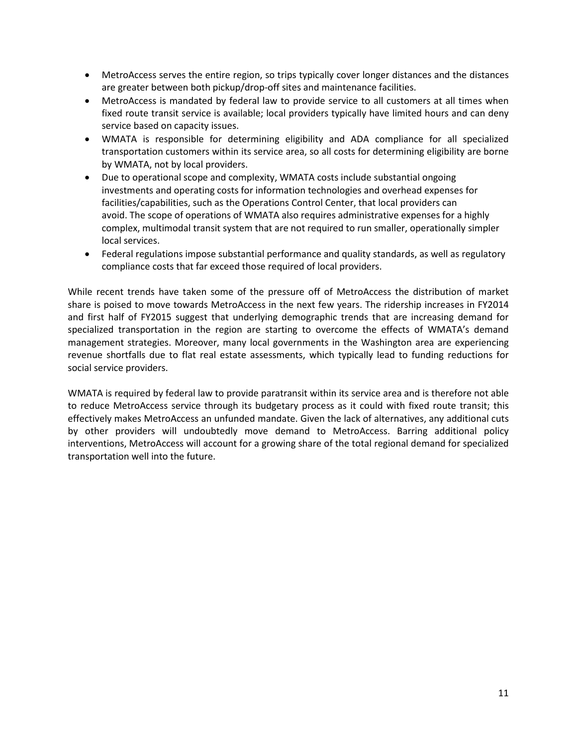- MetroAccess serves the entire region, so trips typically cover longer distances and the distances are greater between both pickup/drop-off sites and maintenance facilities.
- MetroAccess is mandated by federal law to provide service to all customers at all times when fixed route transit service is available; local providers typically have limited hours and can deny service based on capacity issues.
- WMATA is responsible for determining eligibility and ADA compliance for all specialized transportation customers within its service area, so all costs for determining eligibility are borne by WMATA, not by local providers.
- Due to operational scope and complexity, WMATA costs include substantial ongoing investments and operating costs for information technologies and overhead expenses for facilities/capabilities, such as the Operations Control Center, that local providers can avoid. The scope of operations of WMATA also requires administrative expenses for a highly complex, multimodal transit system that are not required to run smaller, operationally simpler local services.
- Federal regulations impose substantial performance and quality standards, as well as regulatory compliance costs that far exceed those required of local providers.

While recent trends have taken some of the pressure off of MetroAccess the distribution of market share is poised to move towards MetroAccess in the next few years. The ridership increases in FY2014 and first half of FY2015 suggest that underlying demographic trends that are increasing demand for specialized transportation in the region are starting to overcome the effects of WMATA's demand management strategies. Moreover, many local governments in the Washington area are experiencing revenue shortfalls due to flat real estate assessments, which typically lead to funding reductions for social service providers.

WMATA is required by federal law to provide paratransit within its service area and is therefore not able to reduce MetroAccess service through its budgetary process as it could with fixed route transit; this effectively makes MetroAccess an unfunded mandate. Given the lack of alternatives, any additional cuts by other providers will undoubtedly move demand to MetroAccess. Barring additional policy interventions, MetroAccess will account for a growing share of the total regional demand for specialized transportation well into the future.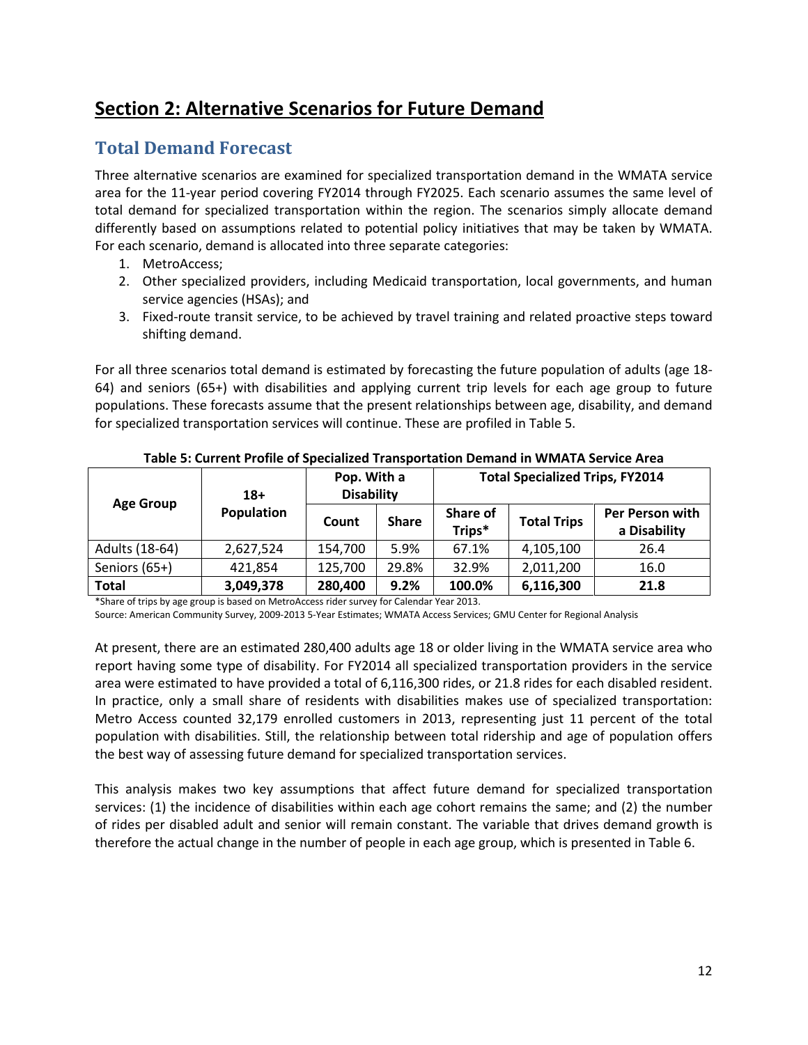# Section 2: Alternative Scenarios for Future Demand

## Total Demand Forecast

Three alternative scenarios are examined for specialized transportation demand in the WMATA service area for the 11-year period covering FY2014 through FY2025. Each scenario assumes the same level of total demand for specialized transportation within the region. The scenarios simply allocate demand differently based on assumptions related to potential policy initiatives that may be taken by WMATA. For each scenario, demand is allocated into three separate categories:

1. MetroAccess;
2. Other specialized providers, including Medicaid transportation, local governments, and human service agencies (HSAs); and
3. Fixed-route transit service, to be achieved by travel training and related proactive steps toward shifting demand.

For all three scenarios total demand is estimated by forecasting the future population of adults (age 18-64) and seniors (65+) with disabilities and applying current trip levels for each age group to future populations. These forecasts assume that the present relationships between age, disability, and demand for specialized transportation services will continue. These are profiled in Table 5.

**Table 5: Current Profile of Specialized Transportation Demand in WMATA Service Area**

| Age Group | 18+ Population | Pop. With a Disability | | Total Specialized Trips, FY2014 | | |
|---|---|---|---|---|---|---|
| | | Count | Share | Share of Trips* | Total Trips | Per Person with a Disability |
| Adults (18-64) | 2,627,524 | 154,700 | 5.9% | 67.1% | 4,105,100 | 26.4 |
| Seniors (65+) | 421,854 | 125,700 | 29.8% | 32.9% | 2,011,200 | 16.0 |
| **Total** | **3,049,378** | **280,400** | **9.2%** | **100.0%** | **6,116,300** | **21.8** |

*Share of trips by age group is based on MetroAccess rider survey for Calendar Year 2013.

Source: American Community Survey, 2009-2013 5-Year Estimates; WMATA Access Services; GMU Center for Regional Analysis

At present, there are an estimated 280,400 adults age 18 or older living in the WMATA service area who report having some type of disability. For FY2014 all specialized transportation providers in the service area were estimated to have provided a total of 6,116,300 rides, or 21.8 rides for each disabled resident. In practice, only a small share of residents with disabilities makes use of specialized transportation: Metro Access counted 32,179 enrolled customers in 2013, representing just 11 percent of the total population with disabilities. Still, the relationship between total ridership and age of population offers the best way of assessing future demand for specialized transportation services.

This analysis makes two key assumptions that affect future demand for specialized transportation services: (1) the incidence of disabilities within each age cohort remains the same; and (2) the number of rides per disabled adult and senior will remain constant. The variable that drives demand growth is therefore the actual change in the number of people in each age group, which is presented in Table 6.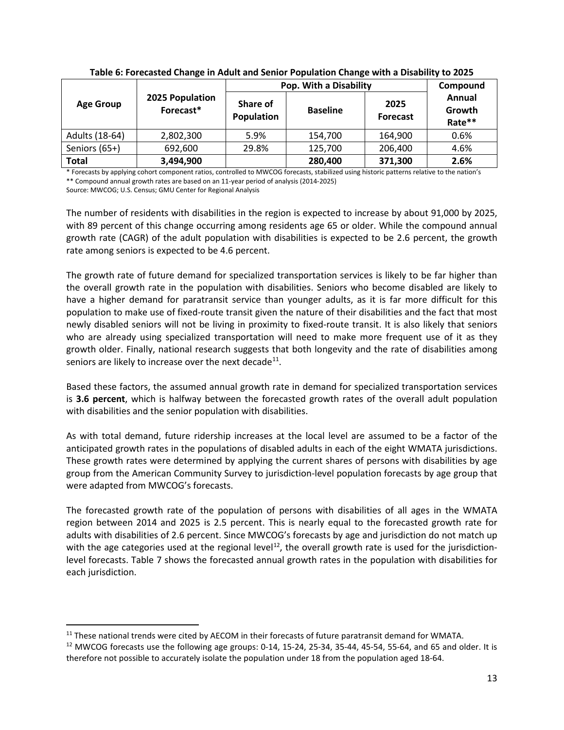**Table 6: Forecasted Change in Adult and Senior Population Change with a Disability to 2025**

| Age Group | 2025 Population Forecast* | Pop. With a Disability | | | Compound Annual Growth Rate** |
|---|---|---|---|---|---|
| | | Share of Population | Baseline | 2025 Forecast | |
| Adults (18-64) | 2,802,300 | 5.9% | 154,700 | 164,900 | 0.6% |
| Seniors (65+) | 692,600 | 29.8% | 125,700 | 206,400 | 4.6% |
| **Total** | **3,494,900** | | **280,400** | **371,300** | **2.6%** |

\* Forecasts by applying cohort component ratios, controlled to MWCOG forecasts, stabilized using historic patterns relative to the nation's

** Compound annual growth rates are based on an 11-year period of analysis (2014-2025)

Source: MWCOG; U.S. Census; GMU Center for Regional Analysis

The number of residents with disabilities in the region is expected to increase by about 91,000 by 2025, with 89 percent of this change occurring among residents age 65 or older. While the compound annual growth rate (CAGR) of the adult population with disabilities is expected to be 2.6 percent, the growth rate among seniors is expected to be 4.6 percent.

The growth rate of future demand for specialized transportation services is likely to be far higher than the overall growth rate in the population with disabilities. Seniors who become disabled are likely to have a higher demand for paratransit service than younger adults, as it is far more difficult for this population to make use of fixed-route transit given the nature of their disabilities and the fact that most newly disabled seniors will not be living in proximity to fixed-route transit. It is also likely that seniors who are already using specialized transportation will need to make more frequent use of it as they growth older. Finally, national research suggests that both longevity and the rate of disabilities among seniors are likely to increase over the next decade[11].

Based these factors, the assumed annual growth rate in demand for specialized transportation services is **3.6 percent**, which is halfway between the forecasted growth rates of the overall adult population with disabilities and the senior population with disabilities.

As with total demand, future ridership increases at the local level are assumed to be a factor of the anticipated growth rates in the populations of disabled adults in each of the eight WMATA jurisdictions. These growth rates were determined by applying the current shares of persons with disabilities by age group from the American Community Survey to jurisdiction-level population forecasts by age group that were adapted from MWCOG's forecasts.

The forecasted growth rate of the population of persons with disabilities of all ages in the WMATA region between 2014 and 2025 is 2.5 percent. This is nearly equal to the forecasted growth rate for adults with disabilities of 2.6 percent. Since MWCOG's forecasts by age and jurisdiction do not match up with the age categories used at the regional level[12], the overall growth rate is used for the jurisdiction-level forecasts. Table 7 shows the forecasted annual growth rates in the population with disabilities for each jurisdiction.

[11] These national trends were cited by AECOM in their forecasts of future paratransit demand for WMATA.

[12] MWCOG forecasts use the following age groups: 0-14, 15-24, 25-34, 35-44, 45-54, 55-64, and 65 and older. It is therefore not possible to accurately isolate the population under 18 from the population aged 18-64.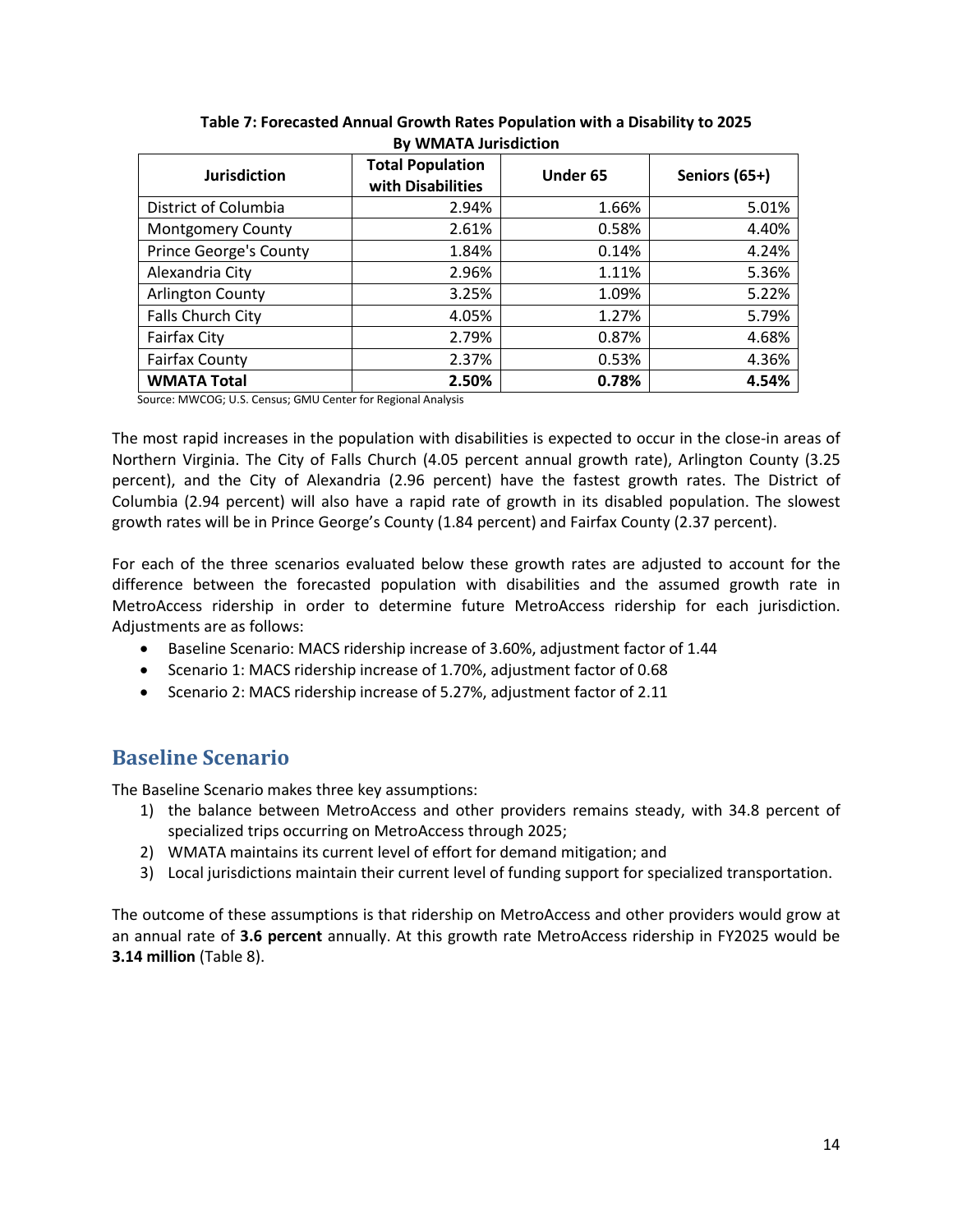**Table 7: Forecasted Annual Growth Rates Population with a Disability to 2025 By WMATA Jurisdiction**

| Jurisdiction | Total Population with Disabilities | Under 65 | Seniors (65+) |
|---|---|---|---|
| District of Columbia | 2.94% | 1.66% | 5.01% |
| Montgomery County | 2.61% | 0.58% | 4.40% |
| Prince George's County | 1.84% | 0.14% | 4.24% |
| Alexandria City | 2.96% | 1.11% | 5.36% |
| Arlington County | 3.25% | 1.09% | 5.22% |
| Falls Church City | 4.05% | 1.27% | 5.79% |
| Fairfax City | 2.79% | 0.87% | 4.68% |
| Fairfax County | 2.37% | 0.53% | 4.36% |
| **WMATA Total** | **2.50%** | **0.78%** | **4.54%** |

Source: MWCOG; U.S. Census; GMU Center for Regional Analysis

The most rapid increases in the population with disabilities is expected to occur in the close-in areas of Northern Virginia. The City of Falls Church (4.05 percent annual growth rate), Arlington County (3.25 percent), and the City of Alexandria (2.96 percent) have the fastest growth rates. The District of Columbia (2.94 percent) will also have a rapid rate of growth in its disabled population. The slowest growth rates will be in Prince George's County (1.84 percent) and Fairfax County (2.37 percent).

For each of the three scenarios evaluated below these growth rates are adjusted to account for the difference between the forecasted population with disabilities and the assumed growth rate in MetroAccess ridership in order to determine future MetroAccess ridership for each jurisdiction. Adjustments are as follows:

- Baseline Scenario: MACS ridership increase of 3.60%, adjustment factor of 1.44
- Scenario 1: MACS ridership increase of 1.70%, adjustment factor of 0.68
- Scenario 2: MACS ridership increase of 5.27%, adjustment factor of 2.11

## Baseline Scenario

The Baseline Scenario makes three key assumptions:

1) the balance between MetroAccess and other providers remains steady, with 34.8 percent of specialized trips occurring on MetroAccess through 2025;
2) WMATA maintains its current level of effort for demand mitigation; and
3) Local jurisdictions maintain their current level of funding support for specialized transportation.

The outcome of these assumptions is that ridership on MetroAccess and other providers would grow at an annual rate of **3.6 percent** annually. At this growth rate MetroAccess ridership in FY2025 would be **3.14 million** (Table 8).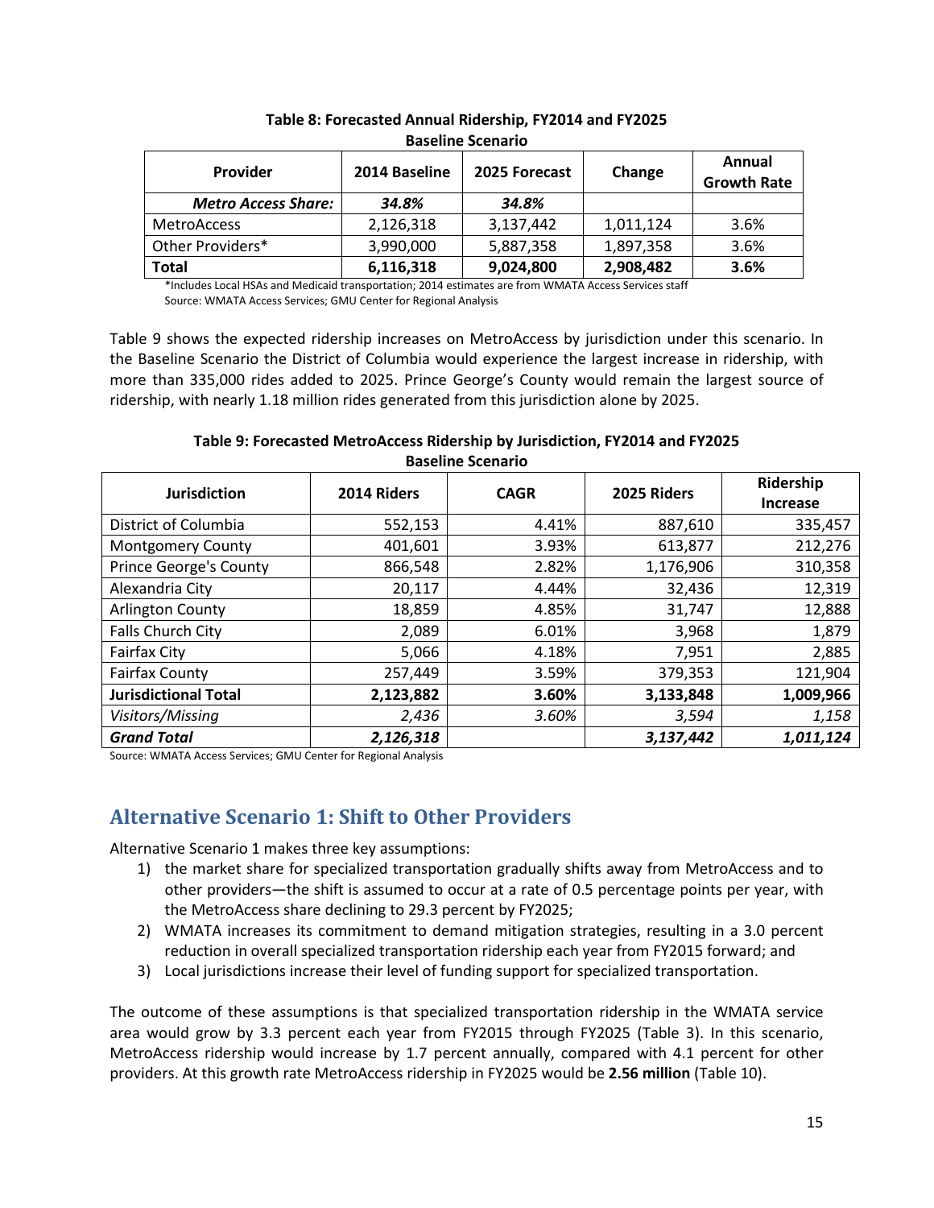**Table 8: Forecasted Annual Ridership, FY2014 and FY2025**
**Baseline Scenario**

| Provider | 2014 Baseline | 2025 Forecast | Change | Annual Growth Rate |
|---|---|---|---|---|
| ***Metro Access Share:*** | ***34.8%*** | ***34.8%*** | | |
| MetroAccess | 2,126,318 | 3,137,442 | 1,011,124 | 3.6% |
| Other Providers* | 3,990,000 | 5,887,358 | 1,897,358 | 3.6% |
| **Total** | **6,116,318** | **9,024,800** | **2,908,482** | **3.6%** |

*Includes Local HSAs and Medicaid transportation; 2014 estimates are from WMATA Access Services staff
Source: WMATA Access Services; GMU Center for Regional Analysis

Table 9 shows the expected ridership increases on MetroAccess by jurisdiction under this scenario. In the Baseline Scenario the District of Columbia would experience the largest increase in ridership, with more than 335,000 rides added to 2025. Prince George's County would remain the largest source of ridership, with nearly 1.18 million rides generated from this jurisdiction alone by 2025.

**Table 9: Forecasted MetroAccess Ridership by Jurisdiction, FY2014 and FY2025**
**Baseline Scenario**

| Jurisdiction | 2014 Riders | CAGR | 2025 Riders | Ridership Increase |
|---|---|---|---|---|
| District of Columbia | 552,153 | 4.41% | 887,610 | 335,457 |
| Montgomery County | 401,601 | 3.93% | 613,877 | 212,276 |
| Prince George's County | 866,548 | 2.82% | 1,176,906 | 310,358 |
| Alexandria City | 20,117 | 4.44% | 32,436 | 12,319 |
| Arlington County | 18,859 | 4.85% | 31,747 | 12,888 |
| Falls Church City | 2,089 | 6.01% | 3,968 | 1,879 |
| Fairfax City | 5,066 | 4.18% | 7,951 | 2,885 |
| Fairfax County | 257,449 | 3.59% | 379,353 | 121,904 |
| **Jurisdictional Total** | **2,123,882** | **3.60%** | **3,133,848** | **1,009,966** |
| *Visitors/Missing* | *2,436* | *3.60%* | *3,594* | *1,158* |
| ***Grand Total*** | ***2,126,318*** | | ***3,137,442*** | ***1,011,124*** |

Source: WMATA Access Services; GMU Center for Regional Analysis

## Alternative Scenario 1: Shift to Other Providers

Alternative Scenario 1 makes three key assumptions:

1) the market share for specialized transportation gradually shifts away from MetroAccess and to other providers—the shift is assumed to occur at a rate of 0.5 percentage points per year, with the MetroAccess share declining to 29.3 percent by FY2025;
2) WMATA increases its commitment to demand mitigation strategies, resulting in a 3.0 percent reduction in overall specialized transportation ridership each year from FY2015 forward; and
3) Local jurisdictions increase their level of funding support for specialized transportation.

The outcome of these assumptions is that specialized transportation ridership in the WMATA service area would grow by 3.3 percent each year from FY2015 through FY2025 (Table 3). In this scenario, MetroAccess ridership would increase by 1.7 percent annually, compared with 4.1 percent for other providers. At this growth rate MetroAccess ridership in FY2025 would be **2.56 million** (Table 10).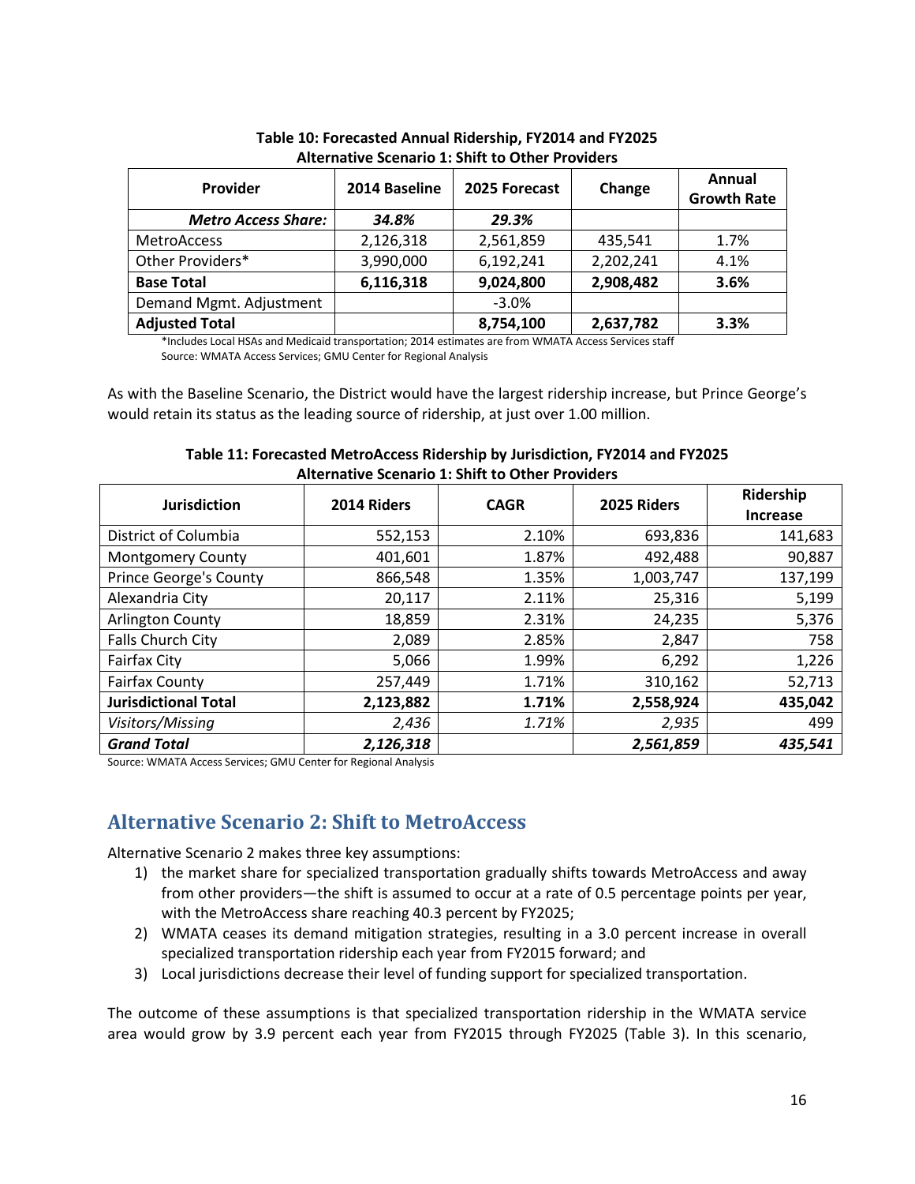**Table 10: Forecasted Annual Ridership, FY2014 and FY2025**
**Alternative Scenario 1: Shift to Other Providers**

| Provider | 2014 Baseline | 2025 Forecast | Change | Annual Growth Rate |
|---|---|---|---|---|
| ***Metro Access Share:*** | ***34.8%*** | ***29.3%*** | | |
| MetroAccess | 2,126,318 | 2,561,859 | 435,541 | 1.7% |
| Other Providers* | 3,990,000 | 6,192,241 | 2,202,241 | 4.1% |
| **Base Total** | **6,116,318** | **9,024,800** | **2,908,482** | **3.6%** |
| Demand Mgmt. Adjustment | | -3.0% | | |
| **Adjusted Total** | | **8,754,100** | **2,637,782** | **3.3%** |

*Includes Local HSAs and Medicaid transportation; 2014 estimates are from WMATA Access Services staff
Source: WMATA Access Services; GMU Center for Regional Analysis

As with the Baseline Scenario, the District would have the largest ridership increase, but Prince George's would retain its status as the leading source of ridership, at just over 1.00 million.

**Table 11: Forecasted MetroAccess Ridership by Jurisdiction, FY2014 and FY2025**
**Alternative Scenario 1: Shift to Other Providers**

| Jurisdiction | 2014 Riders | CAGR | 2025 Riders | Ridership Increase |
|---|---|---|---|---|
| District of Columbia | 552,153 | 2.10% | 693,836 | 141,683 |
| Montgomery County | 401,601 | 1.87% | 492,488 | 90,887 |
| Prince George's County | 866,548 | 1.35% | 1,003,747 | 137,199 |
| Alexandria City | 20,117 | 2.11% | 25,316 | 5,199 |
| Arlington County | 18,859 | 2.31% | 24,235 | 5,376 |
| Falls Church City | 2,089 | 2.85% | 2,847 | 758 |
| Fairfax City | 5,066 | 1.99% | 6,292 | 1,226 |
| Fairfax County | 257,449 | 1.71% | 310,162 | 52,713 |
| **Jurisdictional Total** | **2,123,882** | **1.71%** | **2,558,924** | **435,042** |
| *Visitors/Missing* | *2,436* | *1.71%* | *2,935* | 499 |
| ***Grand Total*** | ***2,126,318*** | | ***2,561,859*** | ***435,541*** |

Source: WMATA Access Services; GMU Center for Regional Analysis

## Alternative Scenario 2: Shift to MetroAccess

Alternative Scenario 2 makes three key assumptions:

1) the market share for specialized transportation gradually shifts towards MetroAccess and away from other providers—the shift is assumed to occur at a rate of 0.5 percentage points per year, with the MetroAccess share reaching 40.3 percent by FY2025;
2) WMATA ceases its demand mitigation strategies, resulting in a 3.0 percent increase in overall specialized transportation ridership each year from FY2015 forward; and
3) Local jurisdictions decrease their level of funding support for specialized transportation.

The outcome of these assumptions is that specialized transportation ridership in the WMATA service area would grow by 3.9 percent each year from FY2015 through FY2025 (Table 3). In this scenario,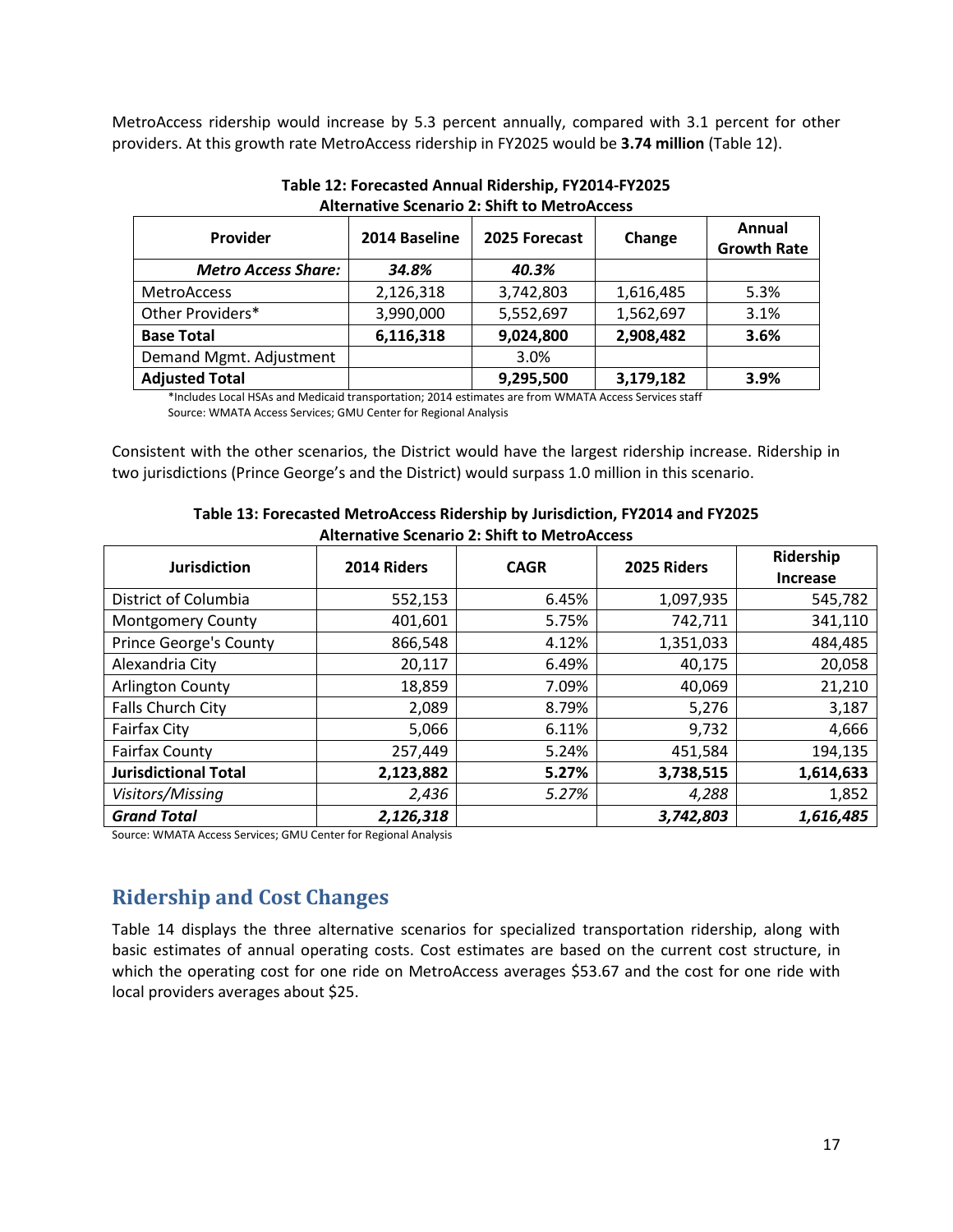MetroAccess ridership would increase by 5.3 percent annually, compared with 3.1 percent for other providers. At this growth rate MetroAccess ridership in FY2025 would be **3.74 million** (Table 12).

**Table 12: Forecasted Annual Ridership, FY2014-FY2025**
**Alternative Scenario 2: Shift to MetroAccess**

| Provider | 2014 Baseline | 2025 Forecast | Change | Annual Growth Rate |
|---|---|---|---|---|
| ***Metro Access Share:*** | ***34.8%*** | ***40.3%*** | | |
| MetroAccess | 2,126,318 | 3,742,803 | 1,616,485 | 5.3% |
| Other Providers* | 3,990,000 | 5,552,697 | 1,562,697 | 3.1% |
| **Base Total** | **6,116,318** | **9,024,800** | **2,908,482** | **3.6%** |
| Demand Mgmt. Adjustment | | 3.0% | | |
| **Adjusted Total** | | **9,295,500** | **3,179,182** | **3.9%** |

*Includes Local HSAs and Medicaid transportation; 2014 estimates are from WMATA Access Services staff
Source: WMATA Access Services; GMU Center for Regional Analysis

Consistent with the other scenarios, the District would have the largest ridership increase. Ridership in two jurisdictions (Prince George's and the District) would surpass 1.0 million in this scenario.

**Table 13: Forecasted MetroAccess Ridership by Jurisdiction, FY2014 and FY2025**
**Alternative Scenario 2: Shift to MetroAccess**

| Jurisdiction | 2014 Riders | CAGR | 2025 Riders | Ridership Increase |
|---|---|---|---|---|
| District of Columbia | 552,153 | 6.45% | 1,097,935 | 545,782 |
| Montgomery County | 401,601 | 5.75% | 742,711 | 341,110 |
| Prince George's County | 866,548 | 4.12% | 1,351,033 | 484,485 |
| Alexandria City | 20,117 | 6.49% | 40,175 | 20,058 |
| Arlington County | 18,859 | 7.09% | 40,069 | 21,210 |
| Falls Church City | 2,089 | 8.79% | 5,276 | 3,187 |
| Fairfax City | 5,066 | 6.11% | 9,732 | 4,666 |
| Fairfax County | 257,449 | 5.24% | 451,584 | 194,135 |
| **Jurisdictional Total** | **2,123,882** | **5.27%** | **3,738,515** | **1,614,633** |
| *Visitors/Missing* | *2,436* | *5.27%* | *4,288* | 1,852 |
| ***Grand Total*** | ***2,126,318*** | | ***3,742,803*** | ***1,616,485*** |

Source: WMATA Access Services; GMU Center for Regional Analysis

## Ridership and Cost Changes

Table 14 displays the three alternative scenarios for specialized transportation ridership, along with basic estimates of annual operating costs. Cost estimates are based on the current cost structure, in which the operating cost for one ride on MetroAccess averages $53.67 and the cost for one ride with local providers averages about $25.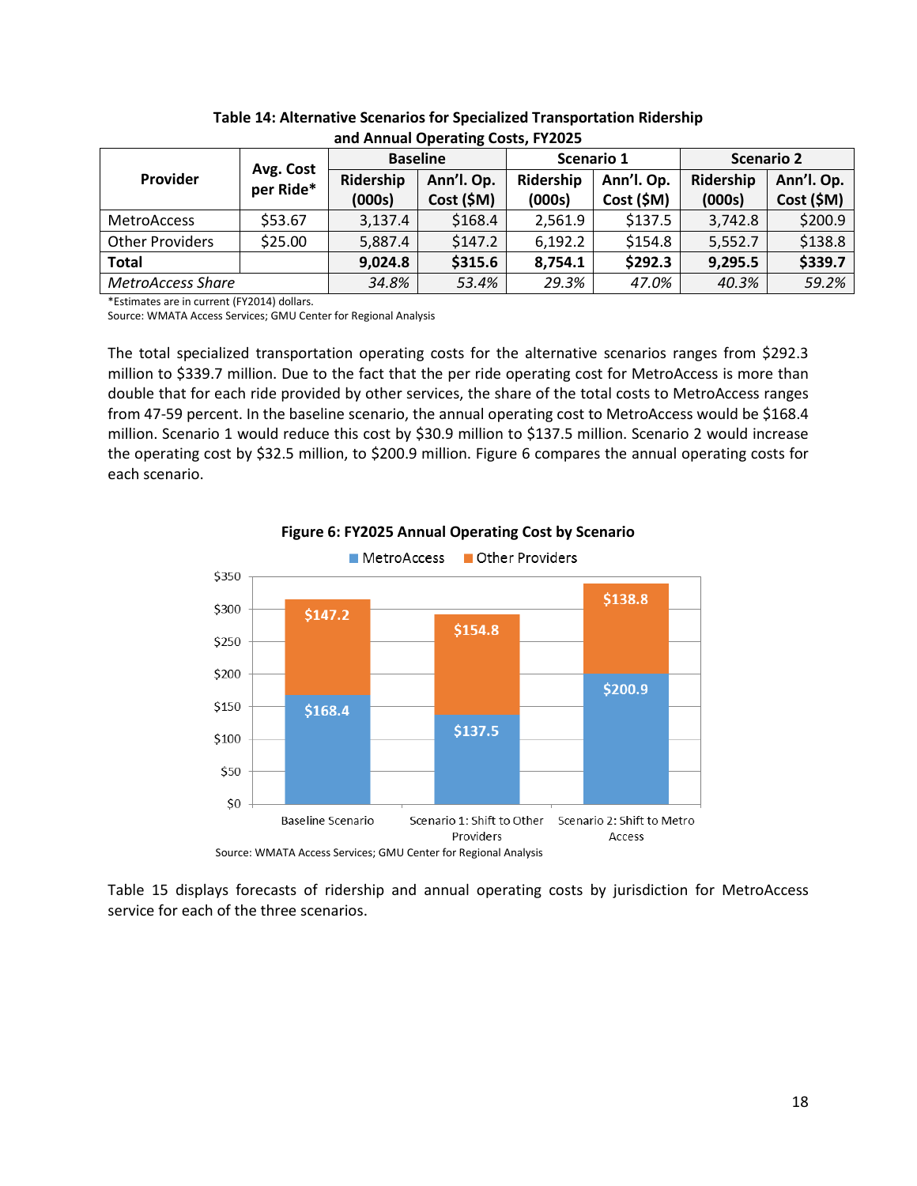**Table 14: Alternative Scenarios for Specialized Transportation Ridership and Annual Operating Costs, FY2025**

| Provider | Avg. Cost per Ride* | Baseline | | Scenario 1 | | Scenario 2 | |
|---|---|---|---|---|---|---|---|
| | | Ridership (000s) | Ann'l. Op. Cost ($M) | Ridership (000s) | Ann'l. Op. Cost ($M) | Ridership (000s) | Ann'l. Op. Cost ($M) |
| MetroAccess | $53.67 | 3,137.4 | $168.4 | 2,561.9 | $137.5 | 3,742.8 | $200.9 |
| Other Providers | $25.00 | 5,887.4 | $147.2 | 6,192.2 | $154.8 | 5,552.7 | $138.8 |
| **Total** | | **9,024.8** | **$315.6** | **8,754.1** | **$292.3** | **9,295.5** | **$339.7** |
| *MetroAccess Share* | | *34.8%* | *53.4%* | *29.3%* | *47.0%* | *40.3%* | *59.2%* |

*Estimates are in current (FY2014) dollars.
Source: WMATA Access Services; GMU Center for Regional Analysis

The total specialized transportation operating costs for the alternative scenarios ranges from $292.3 million to $339.7 million. Due to the fact that the per ride operating cost for MetroAccess is more than double that for each ride provided by other services, the share of the total costs to MetroAccess ranges from 47-59 percent. In the baseline scenario, the annual operating cost to MetroAccess would be $168.4 million. Scenario 1 would reduce this cost by $30.9 million to $137.5 million. Scenario 2 would increase the operating cost by $32.5 million, to $200.9 million. Figure 6 compares the annual operating costs for each scenario.

**Figure 6: FY2025 Annual Operating Cost by Scenario**

| Scenario | MetroAccess | Other Providers |
|---|---|---|
| Baseline Scenario | $168.4 | $147.2 |
| Scenario 1: Shift to Other Providers | $137.5 | $154.8 |
| Scenario 2: Shift to Metro Access | $200.9 | $138.8 |

Source: WMATA Access Services; GMU Center for Regional Analysis

Table 15 displays forecasts of ridership and annual operating costs by jurisdiction for MetroAccess service for each of the three scenarios.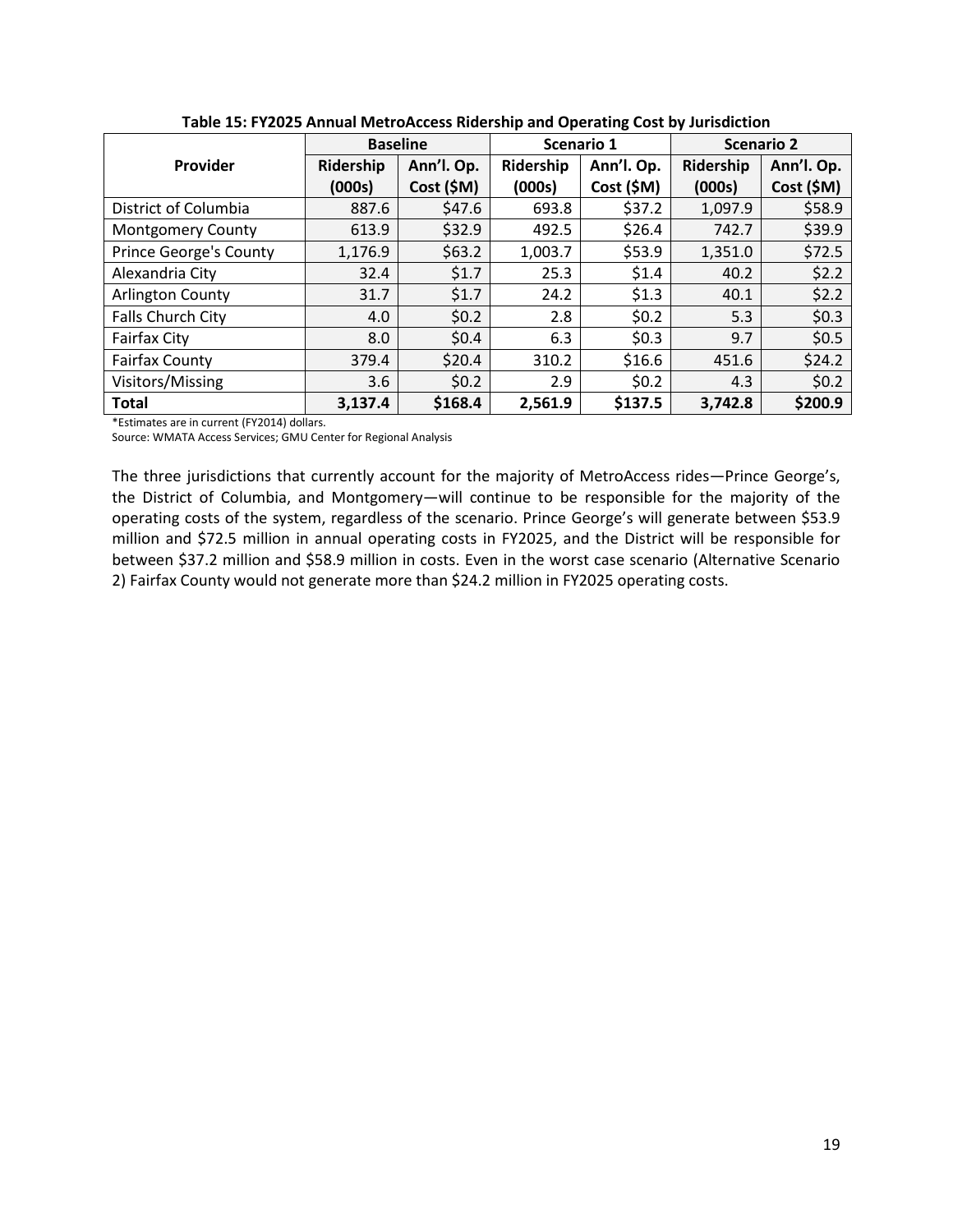**Table 15: FY2025 Annual MetroAccess Ridership and Operating Cost by Jurisdiction**

| Provider | Baseline | | Scenario 1 | | Scenario 2 | |
|---|---|---|---|---|---|---|
| | Ridership (000s) | Ann'l. Op. Cost ($M) | Ridership (000s) | Ann'l. Op. Cost ($M) | Ridership (000s) | Ann'l. Op. Cost ($M) |
| District of Columbia | 887.6 | $47.6 | 693.8 | $37.2 | 1,097.9 | $58.9 |
| Montgomery County | 613.9 | $32.9 | 492.5 | $26.4 | 742.7 | $39.9 |
| Prince George's County | 1,176.9 | $63.2 | 1,003.7 | $53.9 | 1,351.0 | $72.5 |
| Alexandria City | 32.4 | $1.7 | 25.3 | $1.4 | 40.2 | $2.2 |
| Arlington County | 31.7 | $1.7 | 24.2 | $1.3 | 40.1 | $2.2 |
| Falls Church City | 4.0 | $0.2 | 2.8 | $0.2 | 5.3 | $0.3 |
| Fairfax City | 8.0 | $0.4 | 6.3 | $0.3 | 9.7 | $0.5 |
| Fairfax County | 379.4 | $20.4 | 310.2 | $16.6 | 451.6 | $24.2 |
| Visitors/Missing | 3.6 | $0.2 | 2.9 | $0.2 | 4.3 | $0.2 |
| **Total** | **3,137.4** | **$168.4** | **2,561.9** | **$137.5** | **3,742.8** | **$200.9** |

*Estimates are in current (FY2014) dollars.
Source: WMATA Access Services; GMU Center for Regional Analysis

The three jurisdictions that currently account for the majority of MetroAccess rides—Prince George's, the District of Columbia, and Montgomery—will continue to be responsible for the majority of the operating costs of the system, regardless of the scenario. Prince George's will generate between $53.9 million and $72.5 million in annual operating costs in FY2025, and the District will be responsible for between $37.2 million and $58.9 million in costs. Even in the worst case scenario (Alternative Scenario 2) Fairfax County would not generate more than $24.2 million in FY2025 operating costs.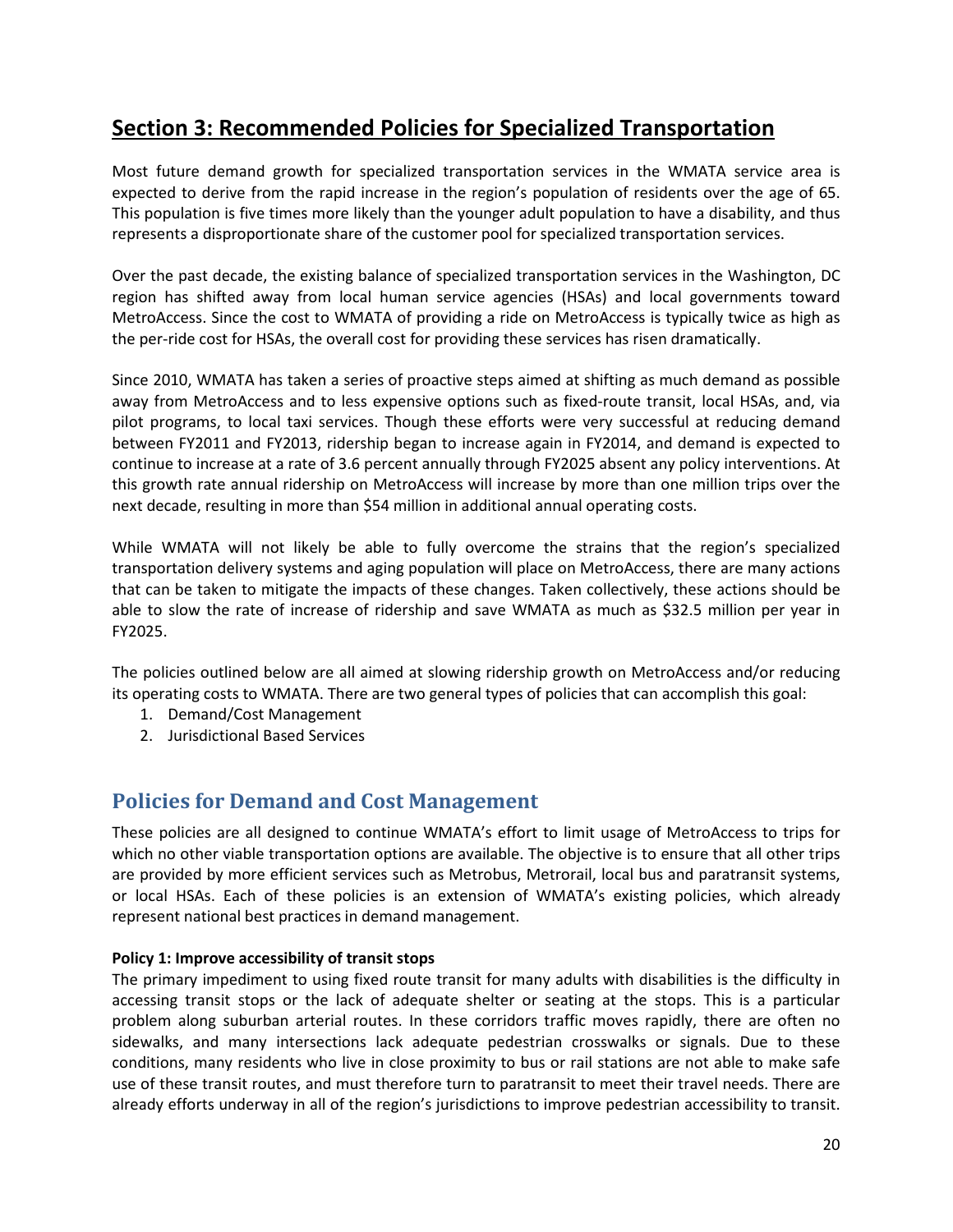# Section 3: Recommended Policies for Specialized Transportation

Most future demand growth for specialized transportation services in the WMATA service area is expected to derive from the rapid increase in the region's population of residents over the age of 65. This population is five times more likely than the younger adult population to have a disability, and thus represents a disproportionate share of the customer pool for specialized transportation services.

Over the past decade, the existing balance of specialized transportation services in the Washington, DC region has shifted away from local human service agencies (HSAs) and local governments toward MetroAccess. Since the cost to WMATA of providing a ride on MetroAccess is typically twice as high as the per-ride cost for HSAs, the overall cost for providing these services has risen dramatically.

Since 2010, WMATA has taken a series of proactive steps aimed at shifting as much demand as possible away from MetroAccess and to less expensive options such as fixed-route transit, local HSAs, and, via pilot programs, to local taxi services. Though these efforts were very successful at reducing demand between FY2011 and FY2013, ridership began to increase again in FY2014, and demand is expected to continue to increase at a rate of 3.6 percent annually through FY2025 absent any policy interventions. At this growth rate annual ridership on MetroAccess will increase by more than one million trips over the next decade, resulting in more than $54 million in additional annual operating costs.

While WMATA will not likely be able to fully overcome the strains that the region's specialized transportation delivery systems and aging population will place on MetroAccess, there are many actions that can be taken to mitigate the impacts of these changes. Taken collectively, these actions should be able to slow the rate of increase of ridership and save WMATA as much as $32.5 million per year in FY2025.

The policies outlined below are all aimed at slowing ridership growth on MetroAccess and/or reducing its operating costs to WMATA. There are two general types of policies that can accomplish this goal:

1. Demand/Cost Management
2. Jurisdictional Based Services

## Policies for Demand and Cost Management

These policies are all designed to continue WMATA's effort to limit usage of MetroAccess to trips for which no other viable transportation options are available. The objective is to ensure that all other trips are provided by more efficient services such as Metrobus, Metrorail, local bus and paratransit systems, or local HSAs. Each of these policies is an extension of WMATA's existing policies, which already represent national best practices in demand management.

**Policy 1: Improve accessibility of transit stops**

The primary impediment to using fixed route transit for many adults with disabilities is the difficulty in accessing transit stops or the lack of adequate shelter or seating at the stops. This is a particular problem along suburban arterial routes. In these corridors traffic moves rapidly, there are often no sidewalks, and many intersections lack adequate pedestrian crosswalks or signals. Due to these conditions, many residents who live in close proximity to bus or rail stations are not able to make safe use of these transit routes, and must therefore turn to paratransit to meet their travel needs. There are already efforts underway in all of the region's jurisdictions to improve pedestrian accessibility to transit.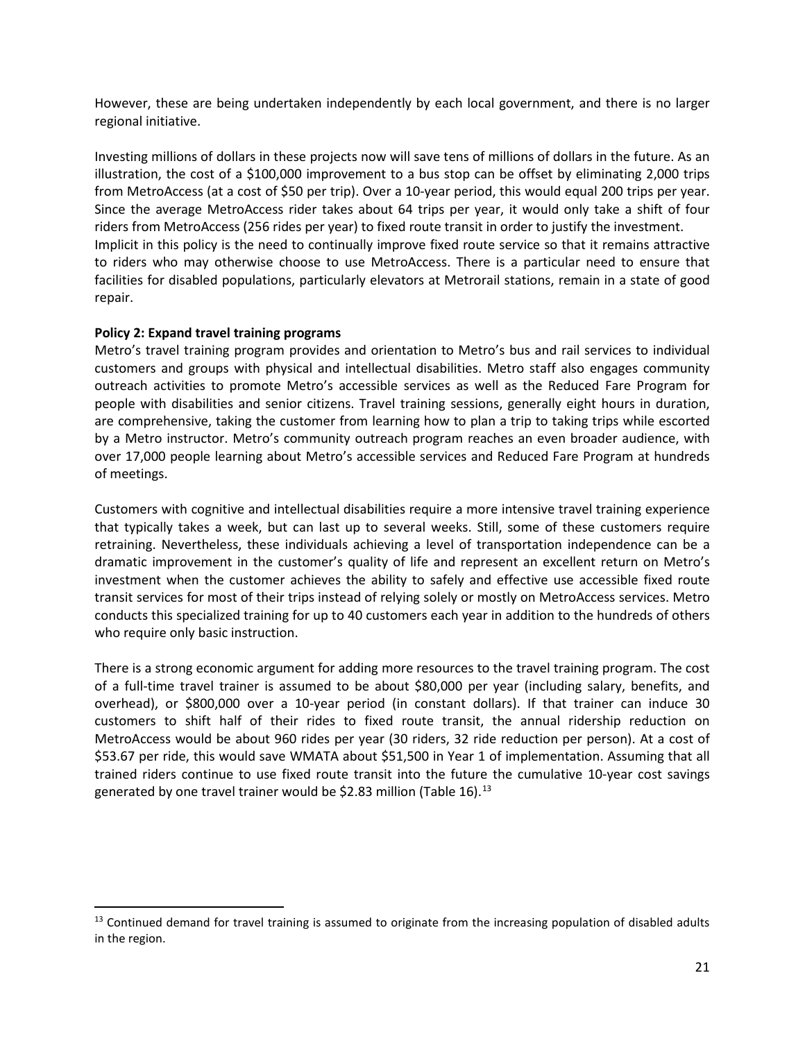However, these are being undertaken independently by each local government, and there is no larger regional initiative.

Investing millions of dollars in these projects now will save tens of millions of dollars in the future. As an illustration, the cost of a $100,000 improvement to a bus stop can be offset by eliminating 2,000 trips from MetroAccess (at a cost of $50 per trip). Over a 10-year period, this would equal 200 trips per year. Since the average MetroAccess rider takes about 64 trips per year, it would only take a shift of four riders from MetroAccess (256 rides per year) to fixed route transit in order to justify the investment.
Implicit in this policy is the need to continually improve fixed route service so that it remains attractive to riders who may otherwise choose to use MetroAccess. There is a particular need to ensure that facilities for disabled populations, particularly elevators at Metrorail stations, remain in a state of good repair.

**Policy 2: Expand travel training programs**
Metro's travel training program provides and orientation to Metro's bus and rail services to individual customers and groups with physical and intellectual disabilities. Metro staff also engages community outreach activities to promote Metro's accessible services as well as the Reduced Fare Program for people with disabilities and senior citizens. Travel training sessions, generally eight hours in duration, are comprehensive, taking the customer from learning how to plan a trip to taking trips while escorted by a Metro instructor. Metro's community outreach program reaches an even broader audience, with over 17,000 people learning about Metro's accessible services and Reduced Fare Program at hundreds of meetings.

Customers with cognitive and intellectual disabilities require a more intensive travel training experience that typically takes a week, but can last up to several weeks. Still, some of these customers require retraining. Nevertheless, these individuals achieving a level of transportation independence can be a dramatic improvement in the customer's quality of life and represent an excellent return on Metro's investment when the customer achieves the ability to safely and effective use accessible fixed route transit services for most of their trips instead of relying solely or mostly on MetroAccess services. Metro conducts this specialized training for up to 40 customers each year in addition to the hundreds of others who require only basic instruction.

There is a strong economic argument for adding more resources to the travel training program. The cost of a full-time travel trainer is assumed to be about $80,000 per year (including salary, benefits, and overhead), or $800,000 over a 10-year period (in constant dollars). If that trainer can induce 30 customers to shift half of their rides to fixed route transit, the annual ridership reduction on MetroAccess would be about 960 rides per year (30 riders, 32 ride reduction per person). At a cost of $53.67 per ride, this would save WMATA about $51,500 in Year 1 of implementation. Assuming that all trained riders continue to use fixed route transit into the future the cumulative 10-year cost savings generated by one travel trainer would be $2.83 million (Table 16).[13]

[13] Continued demand for travel training is assumed to originate from the increasing population of disabled adults in the region.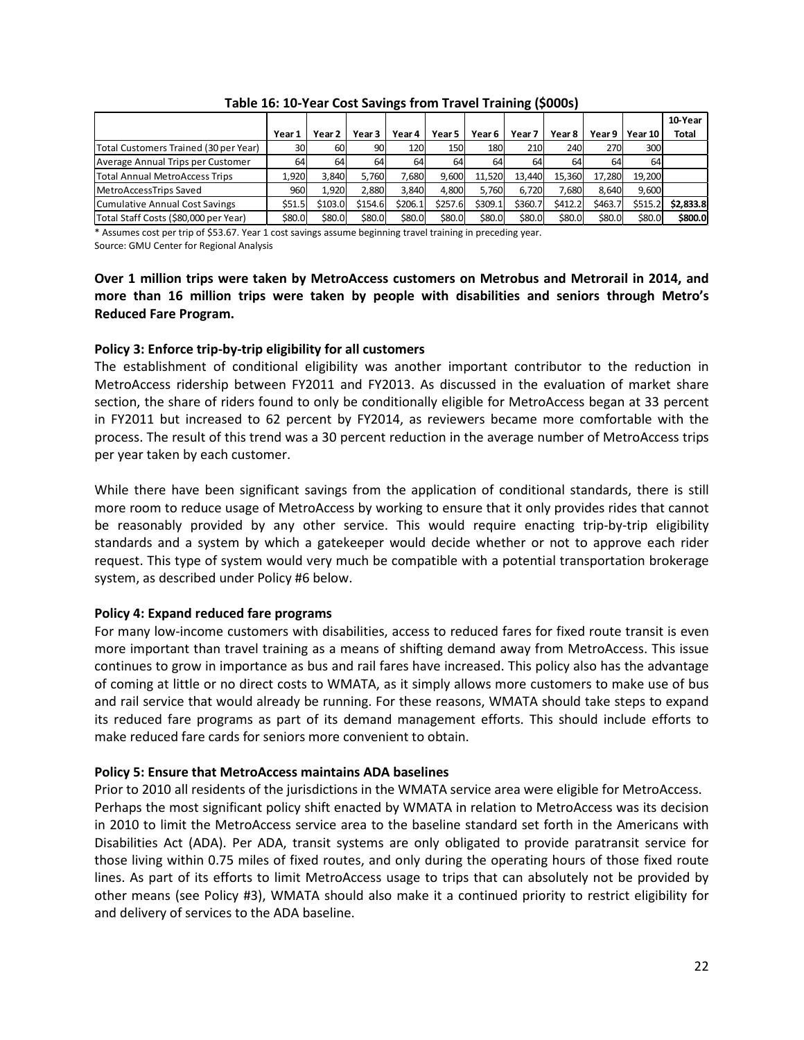**Table 16: 10-Year Cost Savings from Travel Training ($000s)**

| | Year 1 | Year 2 | Year 3 | Year 4 | Year 5 | Year 6 | Year 7 | Year 8 | Year 9 | Year 10 | 10-Year Total |
|---|---|---|---|---|---|---|---|---|---|---|---|
| Total Customers Trained (30 per Year) | 30 | 60 | 90 | 120 | 150 | 180 | 210 | 240 | 270 | 300 | |
| Average Annual Trips per Customer | 64 | 64 | 64 | 64 | 64 | 64 | 64 | 64 | 64 | 64 | |
| Total Annual MetroAccess Trips | 1,920 | 3,840 | 5,760 | 7,680 | 9,600 | 11,520 | 13,440 | 15,360 | 17,280 | 19,200 | |
| MetroAccessTrips Saved | 960 | 1,920 | 2,880 | 3,840 | 4,800 | 5,760 | 6,720 | 7,680 | 8,640 | 9,600 | |
| Cumulative Annual Cost Savings | $51.5 | $103.0 | $154.6 | $206.1 | $257.6 | $309.1 | $360.7 | $412.2 | $463.7 | $515.2 | **$2,833.8** |
| Total Staff Costs ($80,000 per Year) | $80.0 | $80.0 | $80.0 | $80.0 | $80.0 | $80.0 | $80.0 | $80.0 | $80.0 | $80.0 | **$800.0** |

* Assumes cost per trip of $53.67. Year 1 cost savings assume beginning travel training in preceding year.
Source: GMU Center for Regional Analysis

**Over 1 million trips were taken by MetroAccess customers on Metrobus and Metrorail in 2014, and more than 16 million trips were taken by people with disabilities and seniors through Metro's Reduced Fare Program.**

**Policy 3: Enforce trip-by-trip eligibility for all customers**

The establishment of conditional eligibility was another important contributor to the reduction in MetroAccess ridership between FY2011 and FY2013. As discussed in the evaluation of market share section, the share of riders found to only be conditionally eligible for MetroAccess began at 33 percent in FY2011 but increased to 62 percent by FY2014, as reviewers became more comfortable with the process. The result of this trend was a 30 percent reduction in the average number of MetroAccess trips per year taken by each customer.

While there have been significant savings from the application of conditional standards, there is still more room to reduce usage of MetroAccess by working to ensure that it only provides rides that cannot be reasonably provided by any other service. This would require enacting trip-by-trip eligibility standards and a system by which a gatekeeper would decide whether or not to approve each rider request. This type of system would very much be compatible with a potential transportation brokerage system, as described under Policy #6 below.

**Policy 4: Expand reduced fare programs**

For many low-income customers with disabilities, access to reduced fares for fixed route transit is even more important than travel training as a means of shifting demand away from MetroAccess. This issue continues to grow in importance as bus and rail fares have increased. This policy also has the advantage of coming at little or no direct costs to WMATA, as it simply allows more customers to make use of bus and rail service that would already be running. For these reasons, WMATA should take steps to expand its reduced fare programs as part of its demand management efforts. This should include efforts to make reduced fare cards for seniors more convenient to obtain.

**Policy 5: Ensure that MetroAccess maintains ADA baselines**

Prior to 2010 all residents of the jurisdictions in the WMATA service area were eligible for MetroAccess. Perhaps the most significant policy shift enacted by WMATA in relation to MetroAccess was its decision in 2010 to limit the MetroAccess service area to the baseline standard set forth in the Americans with Disabilities Act (ADA). Per ADA, transit systems are only obligated to provide paratransit service for those living within 0.75 miles of fixed routes, and only during the operating hours of those fixed route lines. As part of its efforts to limit MetroAccess usage to trips that can absolutely not be provided by other means (see Policy #3), WMATA should also make it a continued priority to restrict eligibility for and delivery of services to the ADA baseline.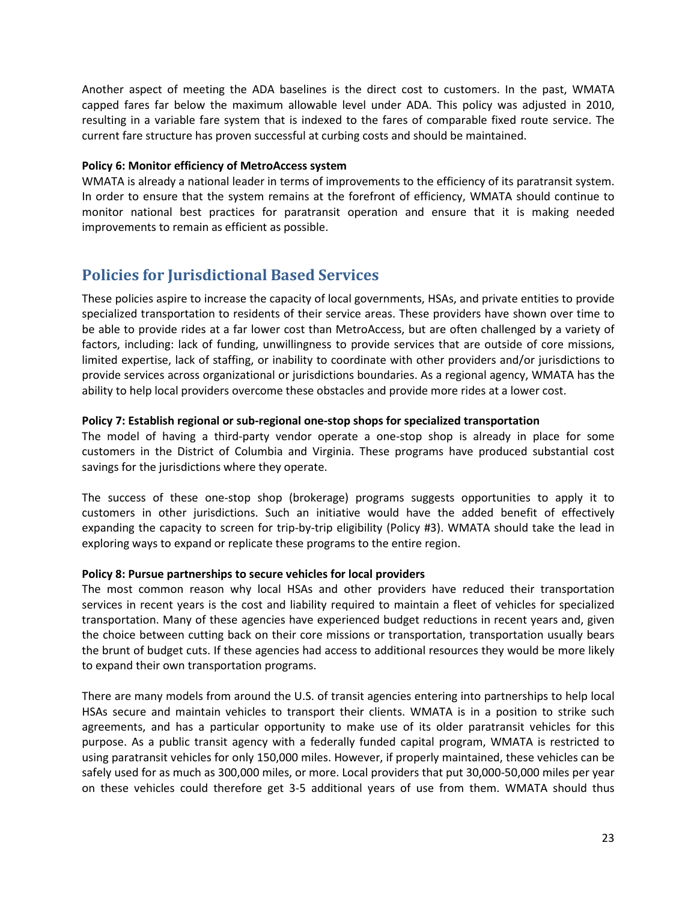Another aspect of meeting the ADA baselines is the direct cost to customers. In the past, WMATA capped fares far below the maximum allowable level under ADA. This policy was adjusted in 2010, resulting in a variable fare system that is indexed to the fares of comparable fixed route service. The current fare structure has proven successful at curbing costs and should be maintained.

**Policy 6: Monitor efficiency of MetroAccess system**

WMATA is already a national leader in terms of improvements to the efficiency of its paratransit system. In order to ensure that the system remains at the forefront of efficiency, WMATA should continue to monitor national best practices for paratransit operation and ensure that it is making needed improvements to remain as efficient as possible.

## Policies for Jurisdictional Based Services

These policies aspire to increase the capacity of local governments, HSAs, and private entities to provide specialized transportation to residents of their service areas. These providers have shown over time to be able to provide rides at a far lower cost than MetroAccess, but are often challenged by a variety of factors, including: lack of funding, unwillingness to provide services that are outside of core missions, limited expertise, lack of staffing, or inability to coordinate with other providers and/or jurisdictions to provide services across organizational or jurisdictions boundaries. As a regional agency, WMATA has the ability to help local providers overcome these obstacles and provide more rides at a lower cost.

**Policy 7: Establish regional or sub-regional one-stop shops for specialized transportation**

The model of having a third-party vendor operate a one-stop shop is already in place for some customers in the District of Columbia and Virginia. These programs have produced substantial cost savings for the jurisdictions where they operate.

The success of these one-stop shop (brokerage) programs suggests opportunities to apply it to customers in other jurisdictions. Such an initiative would have the added benefit of effectively expanding the capacity to screen for trip-by-trip eligibility (Policy #3). WMATA should take the lead in exploring ways to expand or replicate these programs to the entire region.

**Policy 8: Pursue partnerships to secure vehicles for local providers**

The most common reason why local HSAs and other providers have reduced their transportation services in recent years is the cost and liability required to maintain a fleet of vehicles for specialized transportation. Many of these agencies have experienced budget reductions in recent years and, given the choice between cutting back on their core missions or transportation, transportation usually bears the brunt of budget cuts. If these agencies had access to additional resources they would be more likely to expand their own transportation programs.

There are many models from around the U.S. of transit agencies entering into partnerships to help local HSAs secure and maintain vehicles to transport their clients. WMATA is in a position to strike such agreements, and has a particular opportunity to make use of its older paratransit vehicles for this purpose. As a public transit agency with a federally funded capital program, WMATA is restricted to using paratransit vehicles for only 150,000 miles. However, if properly maintained, these vehicles can be safely used for as much as 300,000 miles, or more. Local providers that put 30,000-50,000 miles per year on these vehicles could therefore get 3-5 additional years of use from them. WMATA should thus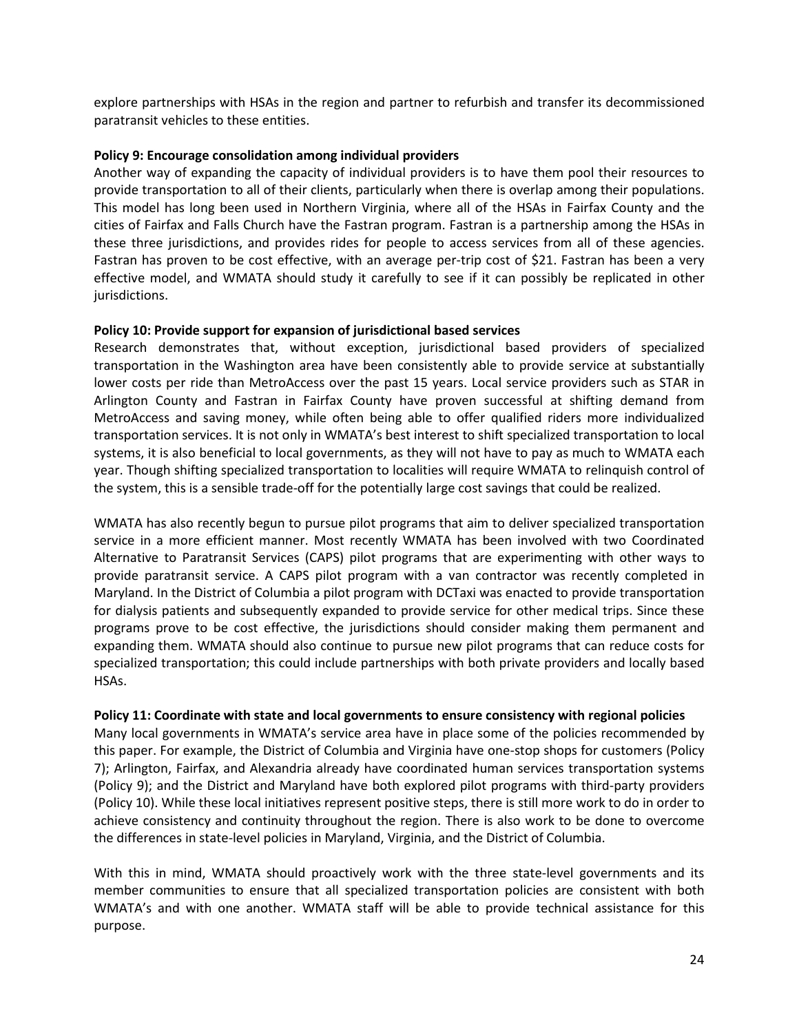explore partnerships with HSAs in the region and partner to refurbish and transfer its decommissioned paratransit vehicles to these entities.

**Policy 9: Encourage consolidation among individual providers**

Another way of expanding the capacity of individual providers is to have them pool their resources to provide transportation to all of their clients, particularly when there is overlap among their populations. This model has long been used in Northern Virginia, where all of the HSAs in Fairfax County and the cities of Fairfax and Falls Church have the Fastran program. Fastran is a partnership among the HSAs in these three jurisdictions, and provides rides for people to access services from all of these agencies. Fastran has proven to be cost effective, with an average per-trip cost of $21. Fastran has been a very effective model, and WMATA should study it carefully to see if it can possibly be replicated in other jurisdictions.

**Policy 10: Provide support for expansion of jurisdictional based services**

Research demonstrates that, without exception, jurisdictional based providers of specialized transportation in the Washington area have been consistently able to provide service at substantially lower costs per ride than MetroAccess over the past 15 years. Local service providers such as STAR in Arlington County and Fastran in Fairfax County have proven successful at shifting demand from MetroAccess and saving money, while often being able to offer qualified riders more individualized transportation services. It is not only in WMATA's best interest to shift specialized transportation to local systems, it is also beneficial to local governments, as they will not have to pay as much to WMATA each year. Though shifting specialized transportation to localities will require WMATA to relinquish control of the system, this is a sensible trade-off for the potentially large cost savings that could be realized.

WMATA has also recently begun to pursue pilot programs that aim to deliver specialized transportation service in a more efficient manner. Most recently WMATA has been involved with two Coordinated Alternative to Paratransit Services (CAPS) pilot programs that are experimenting with other ways to provide paratransit service. A CAPS pilot program with a van contractor was recently completed in Maryland. In the District of Columbia a pilot program with DCTaxi was enacted to provide transportation for dialysis patients and subsequently expanded to provide service for other medical trips. Since these programs prove to be cost effective, the jurisdictions should consider making them permanent and expanding them. WMATA should also continue to pursue new pilot programs that can reduce costs for specialized transportation; this could include partnerships with both private providers and locally based HSAs.

**Policy 11: Coordinate with state and local governments to ensure consistency with regional policies**

Many local governments in WMATA's service area have in place some of the policies recommended by this paper. For example, the District of Columbia and Virginia have one-stop shops for customers (Policy 7); Arlington, Fairfax, and Alexandria already have coordinated human services transportation systems (Policy 9); and the District and Maryland have both explored pilot programs with third-party providers (Policy 10). While these local initiatives represent positive steps, there is still more work to do in order to achieve consistency and continuity throughout the region. There is also work to be done to overcome the differences in state-level policies in Maryland, Virginia, and the District of Columbia.

With this in mind, WMATA should proactively work with the three state-level governments and its member communities to ensure that all specialized transportation policies are consistent with both WMATA's and with one another. WMATA staff will be able to provide technical assistance for this purpose.